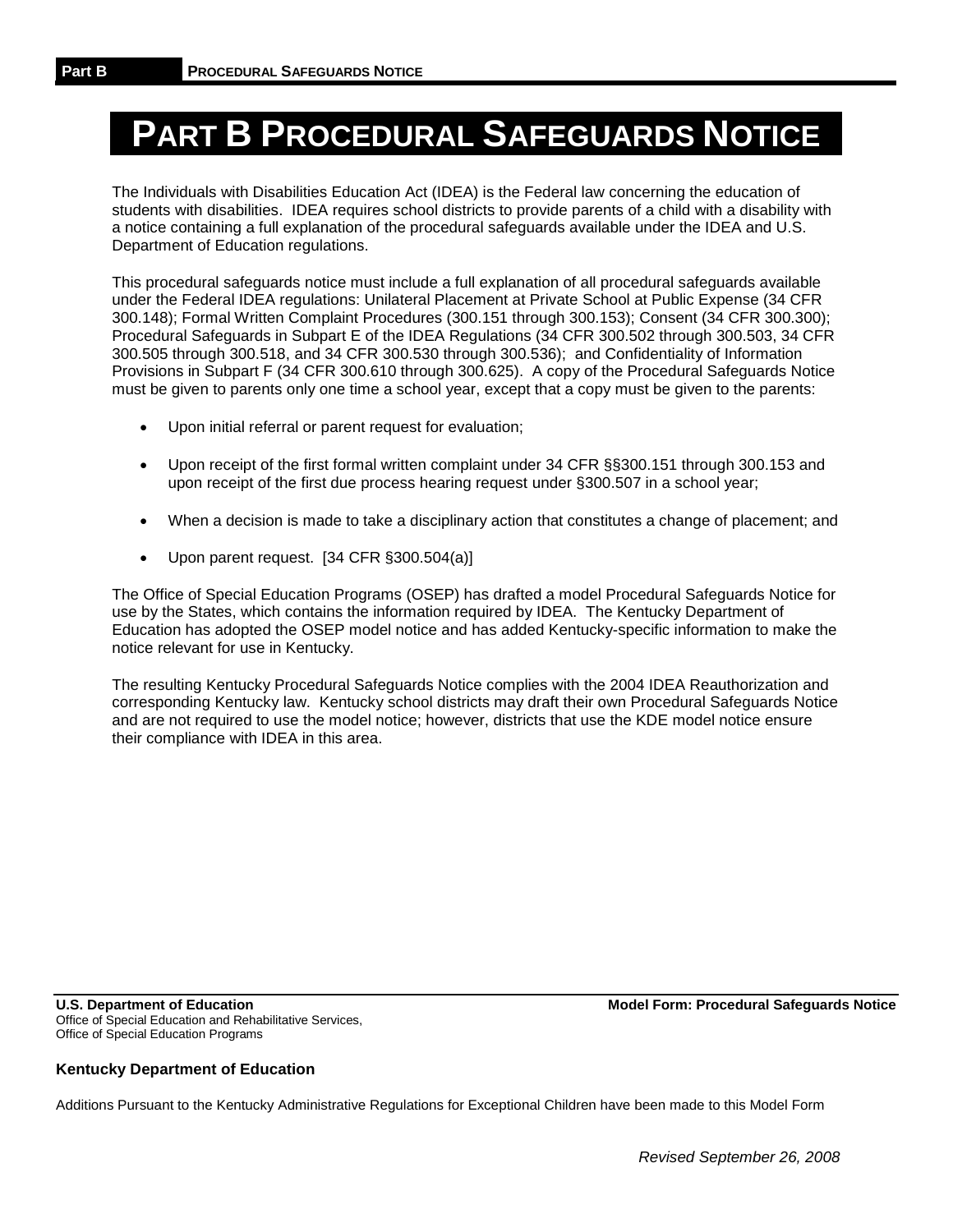# PART B PROCEDURAL SAFEGUARDS NOTICE

The Individuals with Disabilities Education Act (IDEA) is the Federal law concerning the education of students with disabilities. IDEA requires school districts to provide parents of a child with a disability with a notice containing a full explanation of the procedural safeguards available under the IDEA and U.S. Department of Education regulations.

This procedural safeguards notice must include a full explanation of all procedural safeguards available under the Federal IDEA regulations: Unilateral Placement at Private School at Public Expense (34 CFR 300.148); Formal Written Complaint Procedures (300.151 through 300.153); Consent (34 CFR 300.300); Procedural Safeguards in Subpart E of the IDEA Regulations (34 CFR 300.502 through 300.503, 34 CFR 300.505 through 300.518, and 34 CFR 300.530 through 300.536); and Confidentiality of Information Provisions in Subpart F (34 CFR 300.610 through 300.625). A copy of the Procedural Safeguards Notice must be given to parents only one time a school year, except that a copy must be given to the parents:

- Upon initial referral or parent request for evaluation;
- Upon receipt of the first formal written complaint under 34 CFR §§300.151 through 300.153 and upon receipt of the first due process hearing request under §300.507 in a school year;
- When a decision is made to take a disciplinary action that constitutes a change of placement; and
- Upon parent request. [34 CFR §300.504(a)]

The Office of Special Education Programs (OSEP) has drafted a model Procedural Safeguards Notice for use by the States, which contains the information required by IDEA. The Kentucky Department of Education has adopted the OSEP model notice and has added Kentucky-specific information to make the notice relevant for use in Kentucky.

The resulting Kentucky Procedural Safeguards Notice complies with the 2004 IDEA Reauthorization and corresponding Kentucky law. Kentucky school districts may draft their own Procedural Safeguards Notice and are not required to use the model notice; however, districts that use the KDE model notice ensure their compliance with IDEA in this area.

**U.S. Department of Education** **Model Form: Procedural Safeguards Notice**
Office of Special Education and Rehabilitative Services,
Office of Special Education Programs

**Kentucky Department of Education**

Additions Pursuant to the Kentucky Administrative Regulations for Exceptional Children have been made to this Model Form

*Revised September 26, 2008*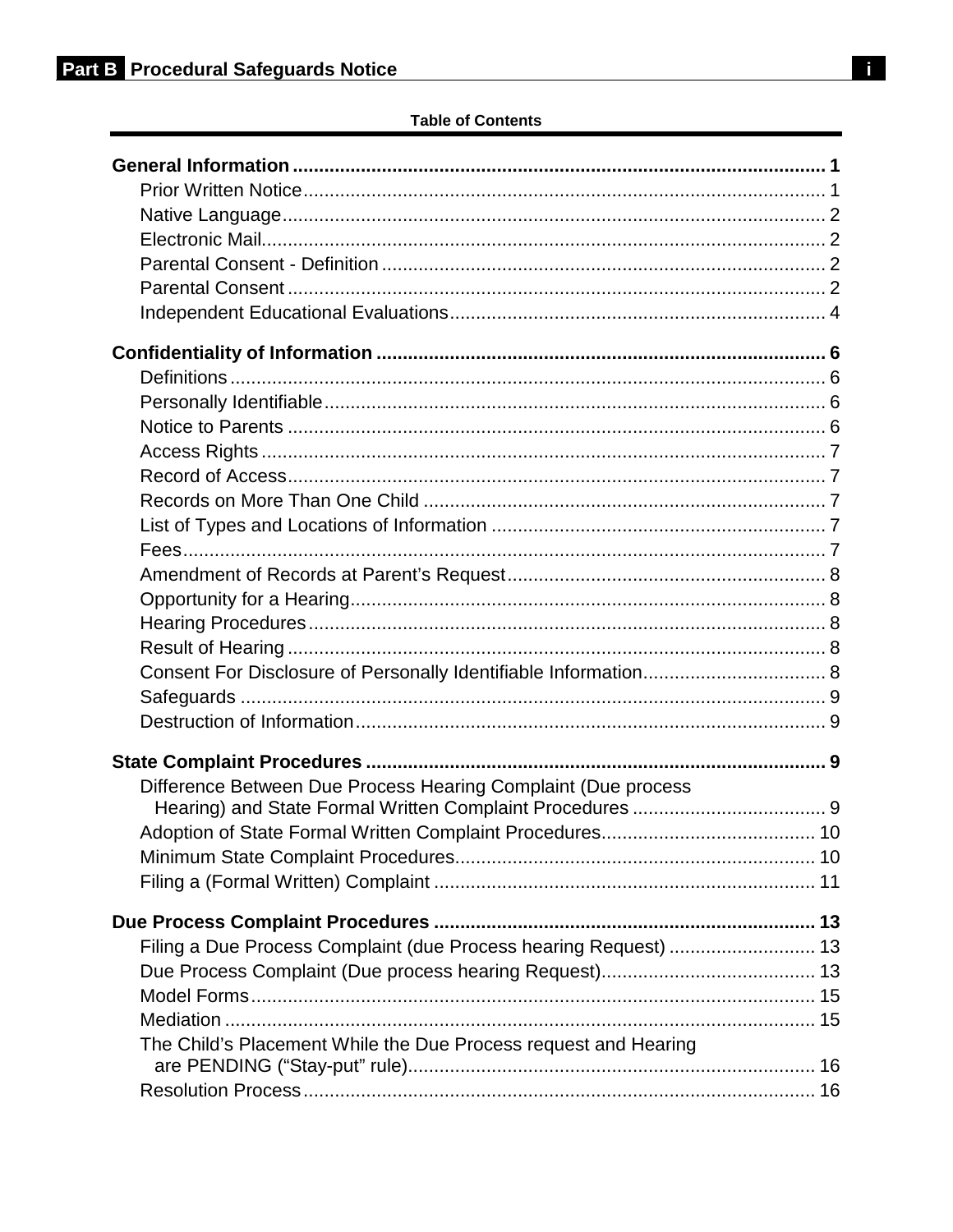## Table of Contents

**General Information** ..... **1**
- Prior Written Notice ..... 1
- Native Language ..... 2
- Electronic Mail ..... 2
- Parental Consent - Definition ..... 2
- Parental Consent ..... 2
- Independent Educational Evaluations ..... 4

**Confidentiality of Information** ..... **6**
- Definitions ..... 6
- Personally Identifiable ..... 6
- Notice to Parents ..... 6
- Access Rights ..... 7
- Record of Access ..... 7
- Records on More Than One Child ..... 7
- List of Types and Locations of Information ..... 7
- Fees ..... 7
- Amendment of Records at Parent's Request ..... 8
- Opportunity for a Hearing ..... 8
- Hearing Procedures ..... 8
- Result of Hearing ..... 8
- Consent For Disclosure of Personally Identifiable Information ..... 8
- Safeguards ..... 9
- Destruction of Information ..... 9

**State Complaint Procedures** ..... **9**
- Difference Between Due Process Hearing Complaint (Due process Hearing) and State Formal Written Complaint Procedures ..... 9
- Adoption of State Formal Written Complaint Procedures ..... 10
- Minimum State Complaint Procedures ..... 10
- Filing a (Formal Written) Complaint ..... 11

**Due Process Complaint Procedures** ..... **13**
- Filing a Due Process Complaint (due Process hearing Request) ..... 13
- Due Process Complaint (Due process hearing Request) ..... 13
- Model Forms ..... 15
- Mediation ..... 15
- The Child's Placement While the Due Process request and Hearing are PENDING ("Stay-put" rule) ..... 16
- Resolution Process ..... 16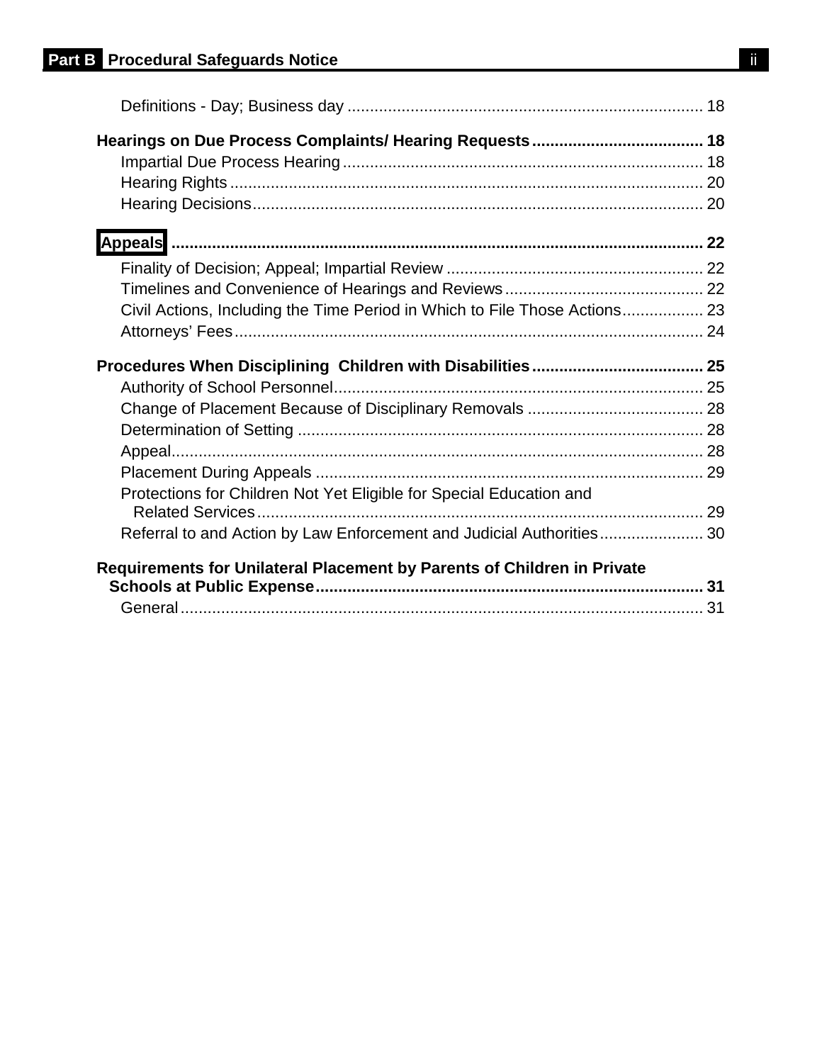Definitions - Day; Business day .............................................................................. 18

**Hearings on Due Process Complaints/ Hearing Requests ...................................... 18**

Impartial Due Process Hearing ............................................................................... 18

Hearing Rights ........................................................................................................ 20

Hearing Decisions ................................................................................................... 20

**Appeals ..................................................................................................................... 22**

Finality of Decision; Appeal; Impartial Review ........................................................ 22

Timelines and Convenience of Hearings and Reviews ........................................... 22

Civil Actions, Including the Time Period in Which to File Those Actions .................. 23

Attorneys' Fees ........................................................................................................ 24

**Procedures When Disciplining Children with Disabilities ...................................... 25**

Authority of School Personnel ................................................................................. 25

Change of Placement Because of Disciplinary Removals ....................................... 28

Determination of Setting .......................................................................................... 28

Appeal ...................................................................................................................... 28

Placement During Appeals ...................................................................................... 29

Protections for Children Not Yet Eligible for Special Education and Related Services ................................................................................................... 29

Referral to and Action by Law Enforcement and Judicial Authorities ....................... 30

**Requirements for Unilateral Placement by Parents of Children in Private Schools at Public Expense ..................................................................................... 31**

General .................................................................................................................... 31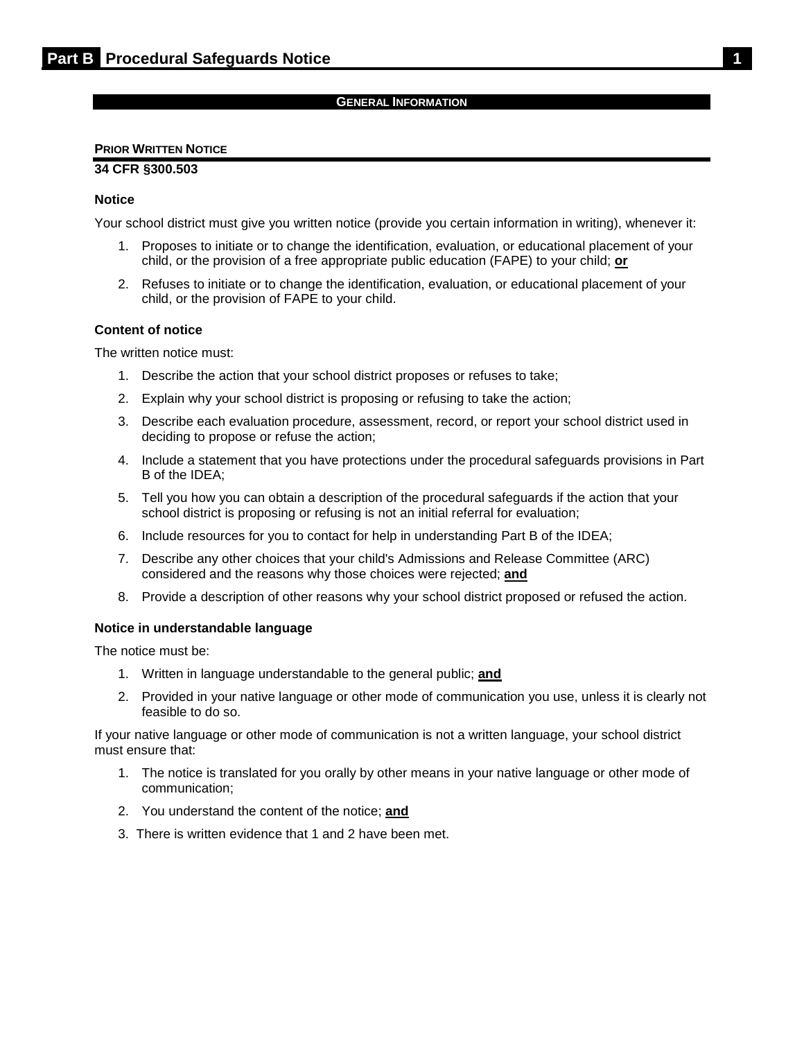## GENERAL INFORMATION

### PRIOR WRITTEN NOTICE

**34 CFR §300.503**

#### Notice

Your school district must give you written notice (provide you certain information in writing), whenever it:

1. Proposes to initiate or to change the identification, evaluation, or educational placement of your child, or the provision of a free appropriate public education (FAPE) to your child; **or**
2. Refuses to initiate or to change the identification, evaluation, or educational placement of your child, or the provision of FAPE to your child.

#### Content of notice

The written notice must:

1. Describe the action that your school district proposes or refuses to take;
2. Explain why your school district is proposing or refusing to take the action;
3. Describe each evaluation procedure, assessment, record, or report your school district used in deciding to propose or refuse the action;
4. Include a statement that you have protections under the procedural safeguards provisions in Part B of the IDEA;
5. Tell you how you can obtain a description of the procedural safeguards if the action that your school district is proposing or refusing is not an initial referral for evaluation;
6. Include resources for you to contact for help in understanding Part B of the IDEA;
7. Describe any other choices that your child's Admissions and Release Committee (ARC) considered and the reasons why those choices were rejected; **and**
8. Provide a description of other reasons why your school district proposed or refused the action.

#### Notice in understandable language

The notice must be:

1. Written in language understandable to the general public; **and**
2. Provided in your native language or other mode of communication you use, unless it is clearly not feasible to do so.

If your native language or other mode of communication is not a written language, your school district must ensure that:

1. The notice is translated for you orally by other means in your native language or other mode of communication;
2. You understand the content of the notice; **and**
3. There is written evidence that 1 and 2 have been met.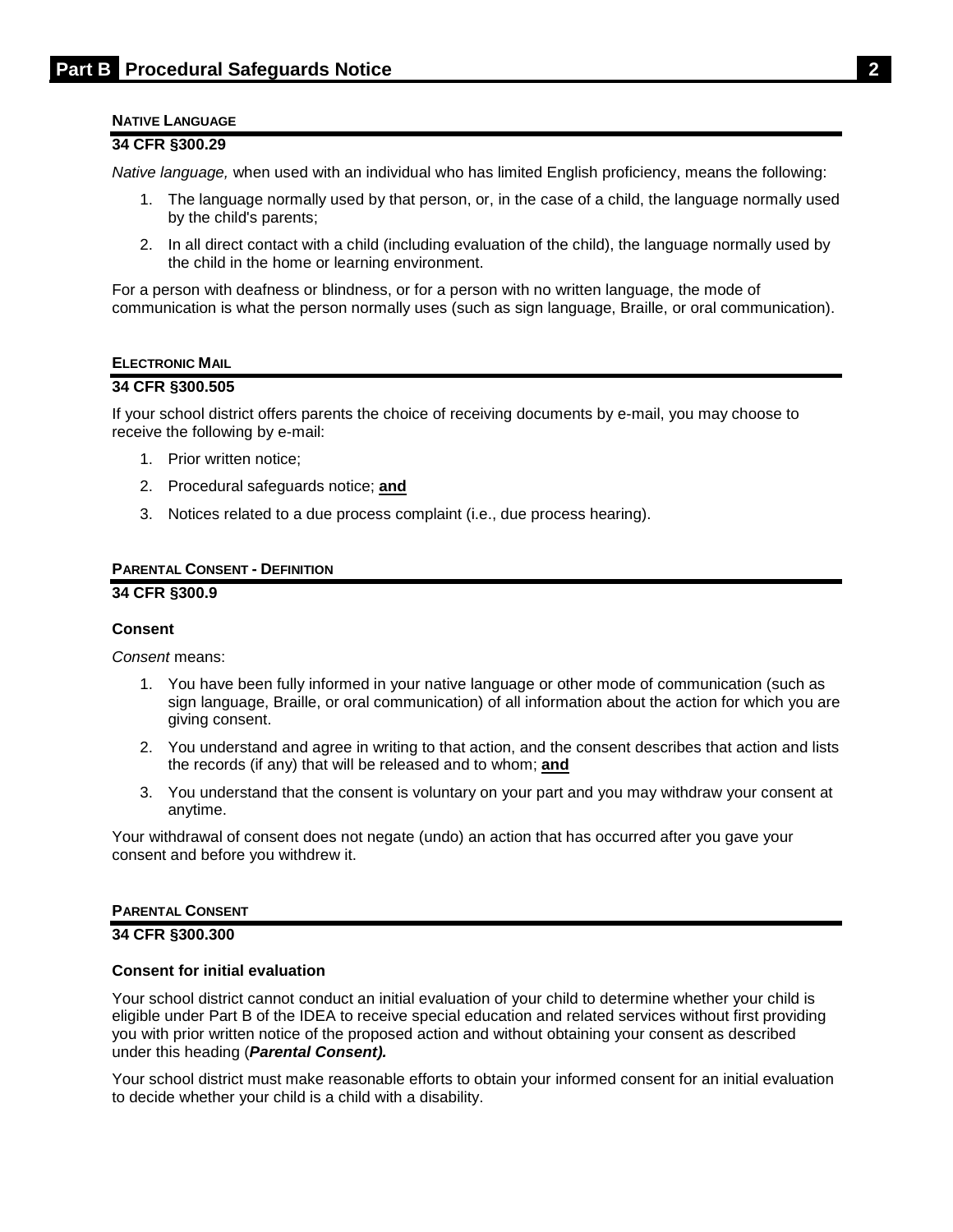## NATIVE LANGUAGE

**34 CFR §300.29**

*Native language,* when used with an individual who has limited English proficiency, means the following:

1. The language normally used by that person, or, in the case of a child, the language normally used by the child's parents;
2. In all direct contact with a child (including evaluation of the child), the language normally used by the child in the home or learning environment.

For a person with deafness or blindness, or for a person with no written language, the mode of communication is what the person normally uses (such as sign language, Braille, or oral communication).

## ELECTRONIC MAIL

**34 CFR §300.505**

If your school district offers parents the choice of receiving documents by e-mail, you may choose to receive the following by e-mail:

1. Prior written notice;
2. Procedural safeguards notice; **and**
3. Notices related to a due process complaint (i.e., due process hearing).

## PARENTAL CONSENT - DEFINITION

**34 CFR §300.9**

### Consent

*Consent* means:

1. You have been fully informed in your native language or other mode of communication (such as sign language, Braille, or oral communication) of all information about the action for which you are giving consent.
2. You understand and agree in writing to that action, and the consent describes that action and lists the records (if any) that will be released and to whom; **and**
3. You understand that the consent is voluntary on your part and you may withdraw your consent at anytime.

Your withdrawal of consent does not negate (undo) an action that has occurred after you gave your consent and before you withdrew it.

## PARENTAL CONSENT

**34 CFR §300.300**

### Consent for initial evaluation

Your school district cannot conduct an initial evaluation of your child to determine whether your child is eligible under Part B of the IDEA to receive special education and related services without first providing you with prior written notice of the proposed action and without obtaining your consent as described under this heading (***Parental Consent).***

Your school district must make reasonable efforts to obtain your informed consent for an initial evaluation to decide whether your child is a child with a disability.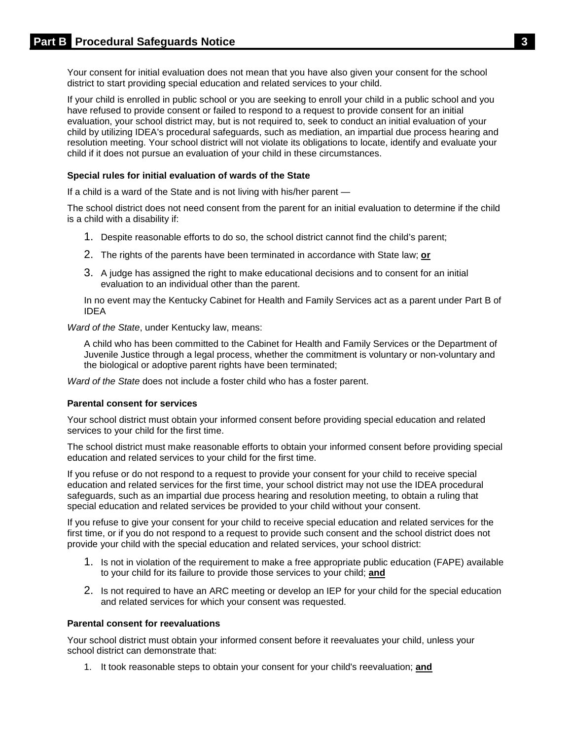Your consent for initial evaluation does not mean that you have also given your consent for the school district to start providing special education and related services to your child.

If your child is enrolled in public school or you are seeking to enroll your child in a public school and you have refused to provide consent or failed to respond to a request to provide consent for an initial evaluation, your school district may, but is not required to, seek to conduct an initial evaluation of your child by utilizing IDEA's procedural safeguards, such as mediation, an impartial due process hearing and resolution meeting. Your school district will not violate its obligations to locate, identify and evaluate your child if it does not pursue an evaluation of your child in these circumstances.

#### Special rules for initial evaluation of wards of the State

If a child is a ward of the State and is not living with his/her parent —

The school district does not need consent from the parent for an initial evaluation to determine if the child is a child with a disability if:

1. Despite reasonable efforts to do so, the school district cannot find the child's parent;
2. The rights of the parents have been terminated in accordance with State law; **or**
3. A judge has assigned the right to make educational decisions and to consent for an initial evaluation to an individual other than the parent.

In no event may the Kentucky Cabinet for Health and Family Services act as a parent under Part B of IDEA

*Ward of the State*, under Kentucky law, means:

A child who has been committed to the Cabinet for Health and Family Services or the Department of Juvenile Justice through a legal process, whether the commitment is voluntary or non-voluntary and the biological or adoptive parent rights have been terminated;

*Ward of the State* does not include a foster child who has a foster parent.

#### Parental consent for services

Your school district must obtain your informed consent before providing special education and related services to your child for the first time.

The school district must make reasonable efforts to obtain your informed consent before providing special education and related services to your child for the first time.

If you refuse or do not respond to a request to provide your consent for your child to receive special education and related services for the first time, your school district may not use the IDEA procedural safeguards, such as an impartial due process hearing and resolution meeting, to obtain a ruling that special education and related services be provided to your child without your consent.

If you refuse to give your consent for your child to receive special education and related services for the first time, or if you do not respond to a request to provide such consent and the school district does not provide your child with the special education and related services, your school district:

1. Is not in violation of the requirement to make a free appropriate public education (FAPE) available to your child for its failure to provide those services to your child; **and**
2. Is not required to have an ARC meeting or develop an IEP for your child for the special education and related services for which your consent was requested.

#### Parental consent for reevaluations

Your school district must obtain your informed consent before it reevaluates your child, unless your school district can demonstrate that:

1. It took reasonable steps to obtain your consent for your child's reevaluation; **and**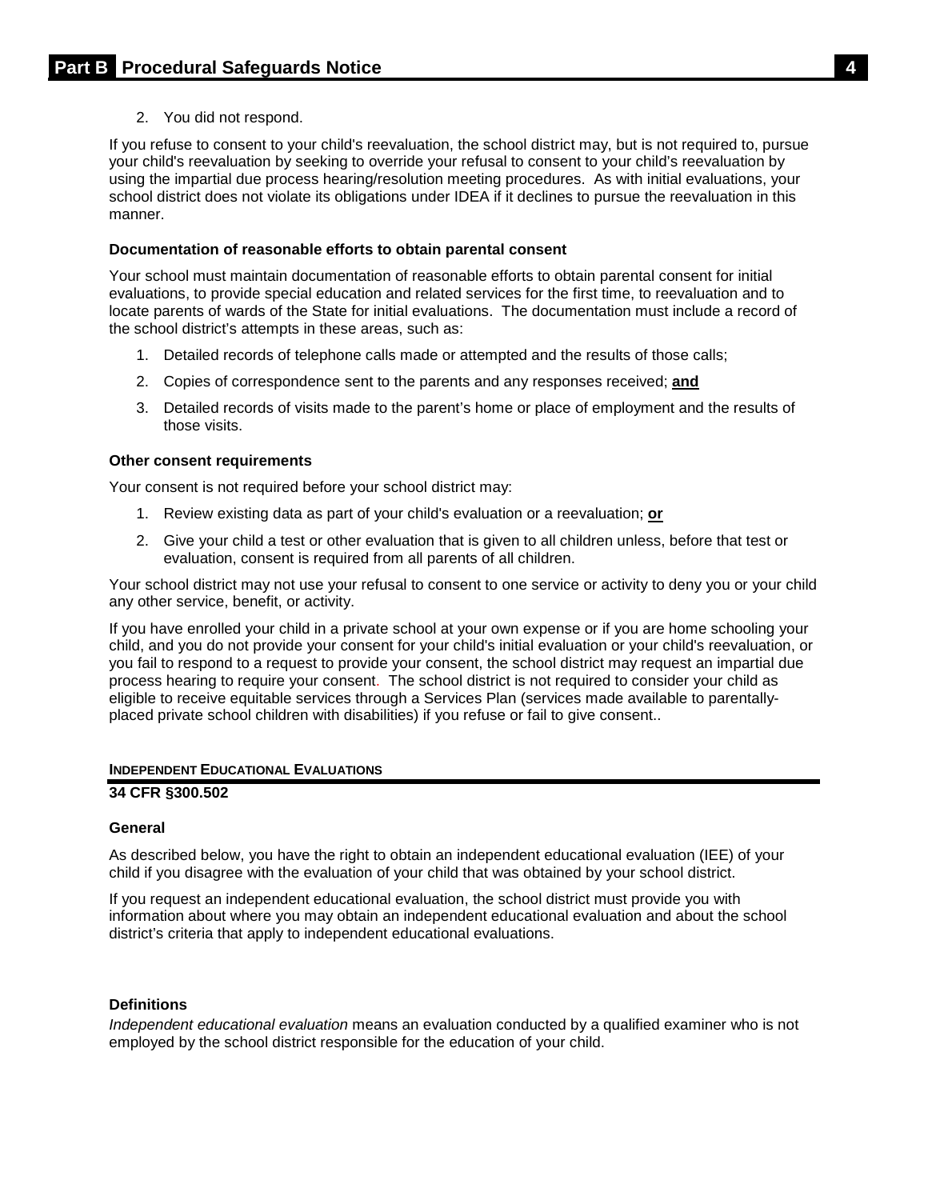2. You did not respond.

If you refuse to consent to your child's reevaluation, the school district may, but is not required to, pursue your child's reevaluation by seeking to override your refusal to consent to your child's reevaluation by using the impartial due process hearing/resolution meeting procedures. As with initial evaluations, your school district does not violate its obligations under IDEA if it declines to pursue the reevaluation in this manner.

### Documentation of reasonable efforts to obtain parental consent

Your school must maintain documentation of reasonable efforts to obtain parental consent for initial evaluations, to provide special education and related services for the first time, to reevaluation and to locate parents of wards of the State for initial evaluations. The documentation must include a record of the school district's attempts in these areas, such as:

1. Detailed records of telephone calls made or attempted and the results of those calls;
2. Copies of correspondence sent to the parents and any responses received; **and**
3. Detailed records of visits made to the parent's home or place of employment and the results of those visits.

### Other consent requirements

Your consent is not required before your school district may:

1. Review existing data as part of your child's evaluation or a reevaluation; **or**
2. Give your child a test or other evaluation that is given to all children unless, before that test or evaluation, consent is required from all parents of all children.

Your school district may not use your refusal to consent to one service or activity to deny you or your child any other service, benefit, or activity.

If you have enrolled your child in a private school at your own expense or if you are home schooling your child, and you do not provide your consent for your child's initial evaluation or your child's reevaluation, or you fail to respond to a request to provide your consent, the school district may request an impartial due process hearing to require your consent. The school district is not required to consider your child as eligible to receive equitable services through a Services Plan (services made available to parentally-placed private school children with disabilities) if you refuse or fail to give consent..

## INDEPENDENT EDUCATIONAL EVALUATIONS

**34 CFR §300.502**

### General

As described below, you have the right to obtain an independent educational evaluation (IEE) of your child if you disagree with the evaluation of your child that was obtained by your school district.

If you request an independent educational evaluation, the school district must provide you with information about where you may obtain an independent educational evaluation and about the school district's criteria that apply to independent educational evaluations.

### Definitions

*Independent educational evaluation* means an evaluation conducted by a qualified examiner who is not employed by the school district responsible for the education of your child.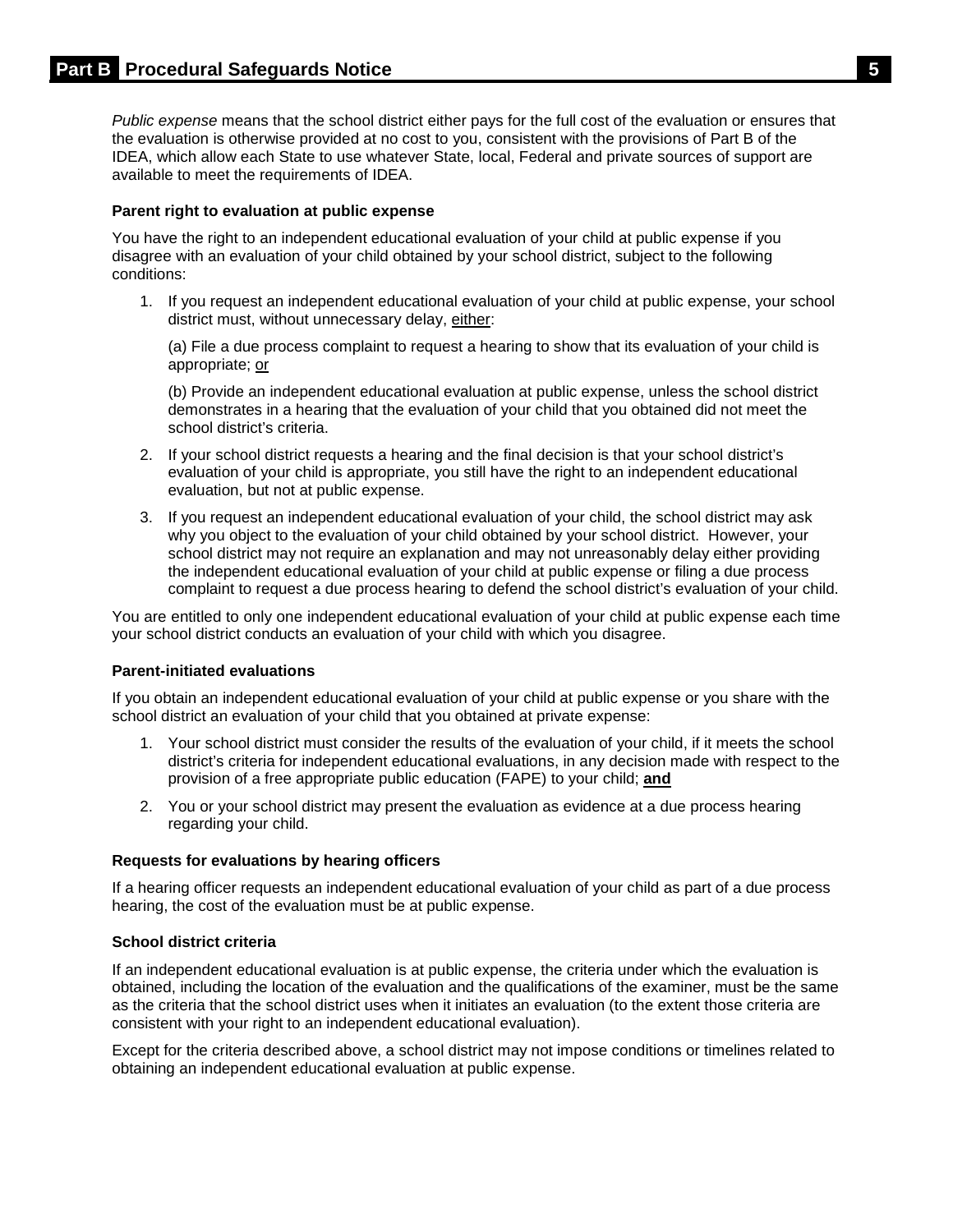*Public expense* means that the school district either pays for the full cost of the evaluation or ensures that the evaluation is otherwise provided at no cost to you, consistent with the provisions of Part B of the IDEA, which allow each State to use whatever State, local, Federal and private sources of support are available to meet the requirements of IDEA.

#### Parent right to evaluation at public expense

You have the right to an independent educational evaluation of your child at public expense if you disagree with an evaluation of your child obtained by your school district, subject to the following conditions:

1. If you request an independent educational evaluation of your child at public expense, your school district must, without unnecessary delay, <u>either</u>:

   (a) File a due process complaint to request a hearing to show that its evaluation of your child is appropriate; <u>or</u>

   (b) Provide an independent educational evaluation at public expense, unless the school district demonstrates in a hearing that the evaluation of your child that you obtained did not meet the school district's criteria.

2. If your school district requests a hearing and the final decision is that your school district's evaluation of your child is appropriate, you still have the right to an independent educational evaluation, but not at public expense.

3. If you request an independent educational evaluation of your child, the school district may ask why you object to the evaluation of your child obtained by your school district. However, your school district may not require an explanation and may not unreasonably delay either providing the independent educational evaluation of your child at public expense or filing a due process complaint to request a due process hearing to defend the school district's evaluation of your child.

You are entitled to only one independent educational evaluation of your child at public expense each time your school district conducts an evaluation of your child with which you disagree.

#### Parent-initiated evaluations

If you obtain an independent educational evaluation of your child at public expense or you share with the school district an evaluation of your child that you obtained at private expense:

1. Your school district must consider the results of the evaluation of your child, if it meets the school district's criteria for independent educational evaluations, in any decision made with respect to the provision of a free appropriate public education (FAPE) to your child; <u>**and**</u>

2. You or your school district may present the evaluation as evidence at a due process hearing regarding your child.

#### Requests for evaluations by hearing officers

If a hearing officer requests an independent educational evaluation of your child as part of a due process hearing, the cost of the evaluation must be at public expense.

#### School district criteria

If an independent educational evaluation is at public expense, the criteria under which the evaluation is obtained, including the location of the evaluation and the qualifications of the examiner, must be the same as the criteria that the school district uses when it initiates an evaluation (to the extent those criteria are consistent with your right to an independent educational evaluation).

Except for the criteria described above, a school district may not impose conditions or timelines related to obtaining an independent educational evaluation at public expense.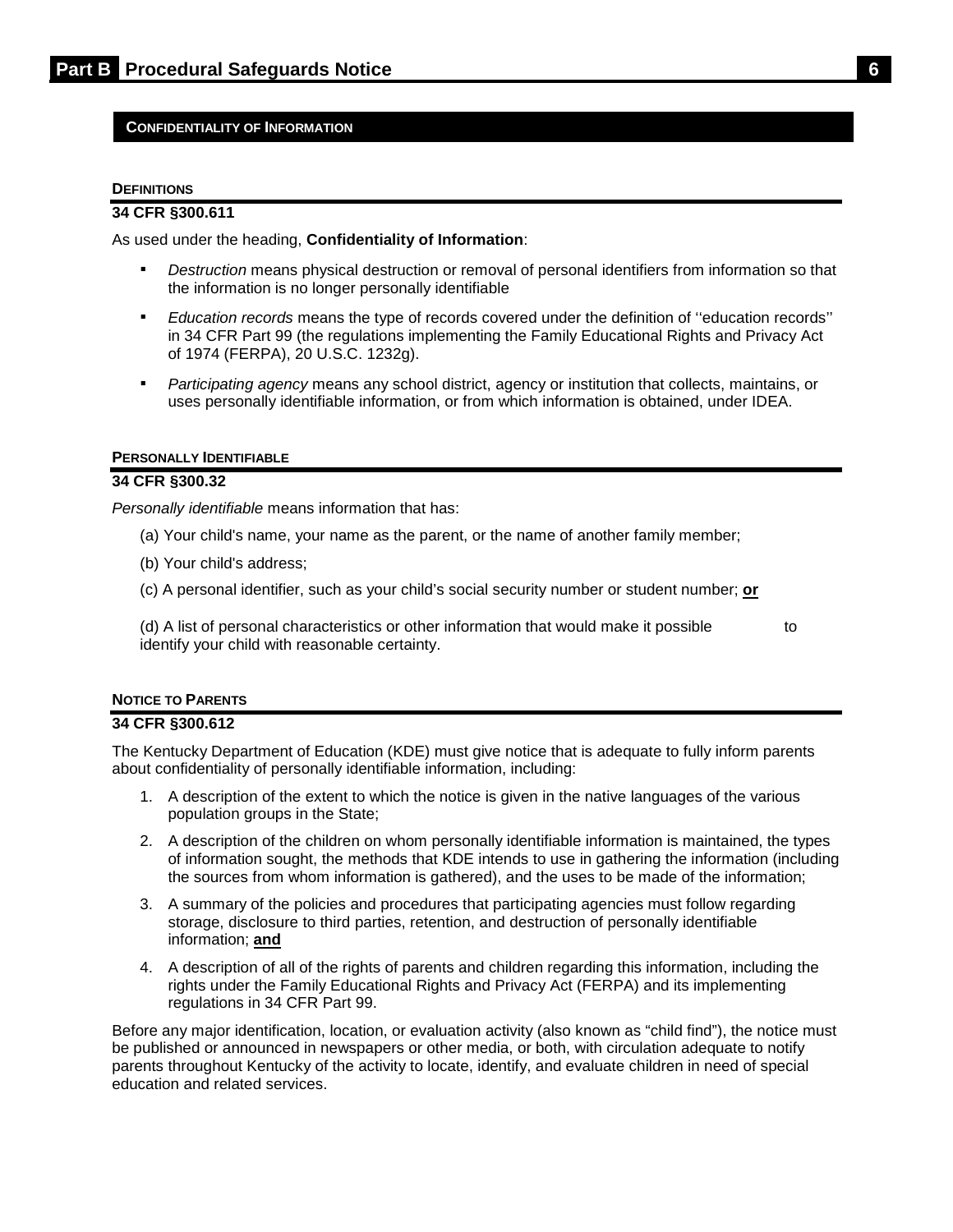## CONFIDENTIALITY OF INFORMATION

### DEFINITIONS

**34 CFR §300.611**

As used under the heading, **Confidentiality of Information**:

- *Destruction* means physical destruction or removal of personal identifiers from information so that the information is no longer personally identifiable
- *Education records* means the type of records covered under the definition of ''education records'' in 34 CFR Part 99 (the regulations implementing the Family Educational Rights and Privacy Act of 1974 (FERPA), 20 U.S.C. 1232g).
- *Participating agency* means any school district, agency or institution that collects, maintains, or uses personally identifiable information, or from which information is obtained, under IDEA.

### PERSONALLY IDENTIFIABLE

**34 CFR §300.32**

*Personally identifiable* means information that has:

(a) Your child's name, your name as the parent, or the name of another family member;

(b) Your child's address;

(c) A personal identifier, such as your child's social security number or student number; **or**

(d) A list of personal characteristics or other information that would make it possible to identify your child with reasonable certainty.

### NOTICE TO PARENTS

**34 CFR §300.612**

The Kentucky Department of Education (KDE) must give notice that is adequate to fully inform parents about confidentiality of personally identifiable information, including:

1. A description of the extent to which the notice is given in the native languages of the various population groups in the State;
2. A description of the children on whom personally identifiable information is maintained, the types of information sought, the methods that KDE intends to use in gathering the information (including the sources from whom information is gathered), and the uses to be made of the information;
3. A summary of the policies and procedures that participating agencies must follow regarding storage, disclosure to third parties, retention, and destruction of personally identifiable information; **and**
4. A description of all of the rights of parents and children regarding this information, including the rights under the Family Educational Rights and Privacy Act (FERPA) and its implementing regulations in 34 CFR Part 99.

Before any major identification, location, or evaluation activity (also known as "child find"), the notice must be published or announced in newspapers or other media, or both, with circulation adequate to notify parents throughout Kentucky of the activity to locate, identify, and evaluate children in need of special education and related services.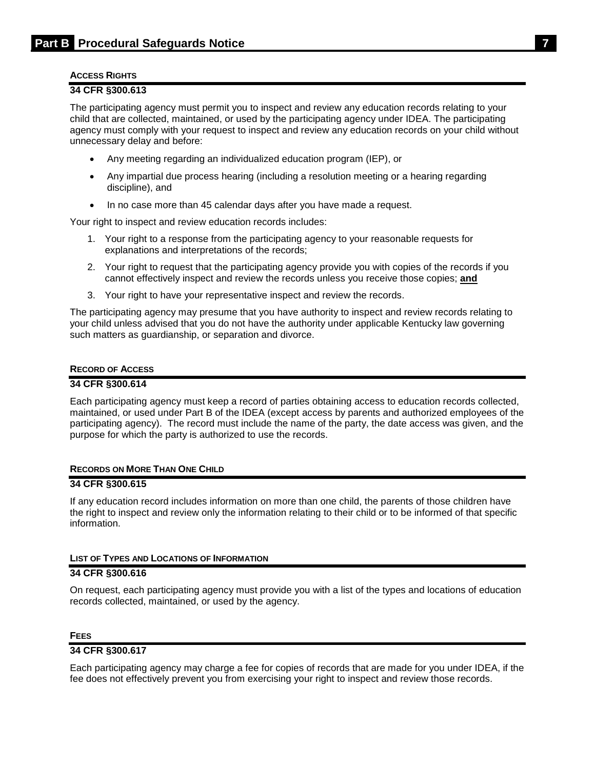### Access Rights

**34 CFR §300.613**

The participating agency must permit you to inspect and review any education records relating to your child that are collected, maintained, or used by the participating agency under IDEA. The participating agency must comply with your request to inspect and review any education records on your child without unnecessary delay and before:

- Any meeting regarding an individualized education program (IEP), or
- Any impartial due process hearing (including a resolution meeting or a hearing regarding discipline), and
- In no case more than 45 calendar days after you have made a request.

Your right to inspect and review education records includes:

1. Your right to a response from the participating agency to your reasonable requests for explanations and interpretations of the records;
2. Your right to request that the participating agency provide you with copies of the records if you cannot effectively inspect and review the records unless you receive those copies; **and**
3. Your right to have your representative inspect and review the records.

The participating agency may presume that you have authority to inspect and review records relating to your child unless advised that you do not have the authority under applicable Kentucky law governing such matters as guardianship, or separation and divorce.

### Record of Access

**34 CFR §300.614**

Each participating agency must keep a record of parties obtaining access to education records collected, maintained, or used under Part B of the IDEA (except access by parents and authorized employees of the participating agency). The record must include the name of the party, the date access was given, and the purpose for which the party is authorized to use the records.

### Records on More Than One Child

**34 CFR §300.615**

If any education record includes information on more than one child, the parents of those children have the right to inspect and review only the information relating to their child or to be informed of that specific information.

### List of Types and Locations of Information

**34 CFR §300.616**

On request, each participating agency must provide you with a list of the types and locations of education records collected, maintained, or used by the agency.

### Fees

**34 CFR §300.617**

Each participating agency may charge a fee for copies of records that are made for you under IDEA, if the fee does not effectively prevent you from exercising your right to inspect and review those records.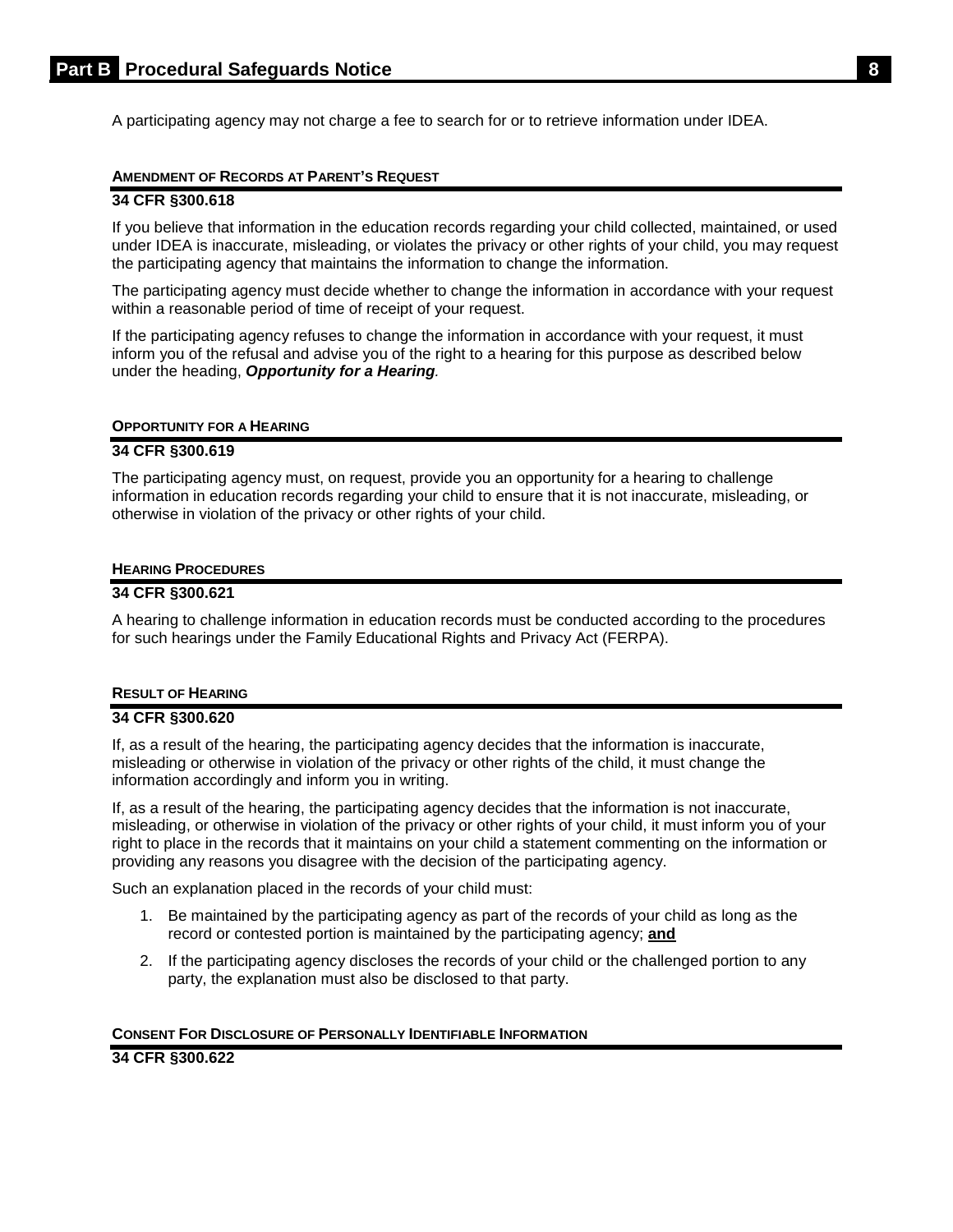A participating agency may not charge a fee to search for or to retrieve information under IDEA.

### AMENDMENT OF RECORDS AT PARENT'S REQUEST

**34 CFR §300.618**

If you believe that information in the education records regarding your child collected, maintained, or used under IDEA is inaccurate, misleading, or violates the privacy or other rights of your child, you may request the participating agency that maintains the information to change the information.

The participating agency must decide whether to change the information in accordance with your request within a reasonable period of time of receipt of your request.

If the participating agency refuses to change the information in accordance with your request, it must inform you of the refusal and advise you of the right to a hearing for this purpose as described below under the heading, ***Opportunity for a Hearing***.

### OPPORTUNITY FOR A HEARING

**34 CFR §300.619**

The participating agency must, on request, provide you an opportunity for a hearing to challenge information in education records regarding your child to ensure that it is not inaccurate, misleading, or otherwise in violation of the privacy or other rights of your child.

### HEARING PROCEDURES

**34 CFR §300.621**

A hearing to challenge information in education records must be conducted according to the procedures for such hearings under the Family Educational Rights and Privacy Act (FERPA).

### RESULT OF HEARING

**34 CFR §300.620**

If, as a result of the hearing, the participating agency decides that the information is inaccurate, misleading or otherwise in violation of the privacy or other rights of the child, it must change the information accordingly and inform you in writing.

If, as a result of the hearing, the participating agency decides that the information is not inaccurate, misleading, or otherwise in violation of the privacy or other rights of your child, it must inform you of your right to place in the records that it maintains on your child a statement commenting on the information or providing any reasons you disagree with the decision of the participating agency.

Such an explanation placed in the records of your child must:

1. Be maintained by the participating agency as part of the records of your child as long as the record or contested portion is maintained by the participating agency; **and**
2. If the participating agency discloses the records of your child or the challenged portion to any party, the explanation must also be disclosed to that party.

### CONSENT FOR DISCLOSURE OF PERSONALLY IDENTIFIABLE INFORMATION

**34 CFR §300.622**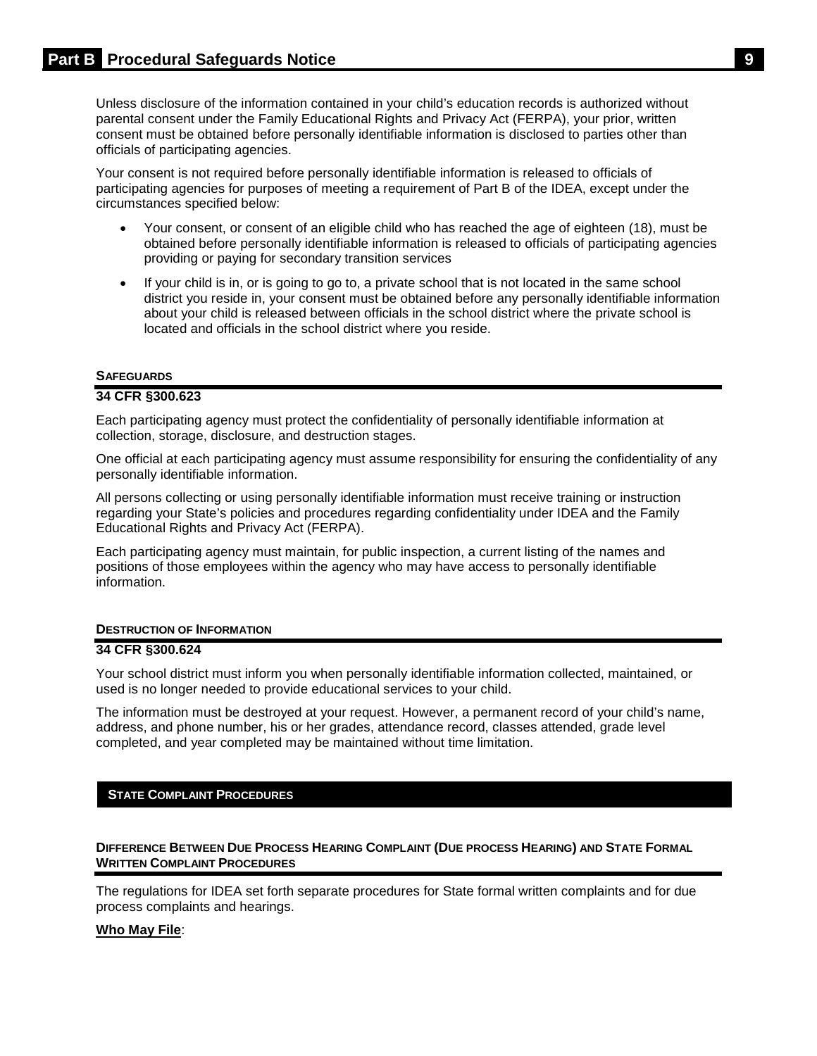Unless disclosure of the information contained in your child's education records is authorized without parental consent under the Family Educational Rights and Privacy Act (FERPA), your prior, written consent must be obtained before personally identifiable information is disclosed to parties other than officials of participating agencies.

Your consent is not required before personally identifiable information is released to officials of participating agencies for purposes of meeting a requirement of Part B of the IDEA, except under the circumstances specified below:

- Your consent, or consent of an eligible child who has reached the age of eighteen (18), must be obtained before personally identifiable information is released to officials of participating agencies providing or paying for secondary transition services
- If your child is in, or is going to go to, a private school that is not located in the same school district you reside in, your consent must be obtained before any personally identifiable information about your child is released between officials in the school district where the private school is located and officials in the school district where you reside.

### SAFEGUARDS

**34 CFR §300.623**

Each participating agency must protect the confidentiality of personally identifiable information at collection, storage, disclosure, and destruction stages.

One official at each participating agency must assume responsibility for ensuring the confidentiality of any personally identifiable information.

All persons collecting or using personally identifiable information must receive training or instruction regarding your State's policies and procedures regarding confidentiality under IDEA and the Family Educational Rights and Privacy Act (FERPA).

Each participating agency must maintain, for public inspection, a current listing of the names and positions of those employees within the agency who may have access to personally identifiable information.

### DESTRUCTION OF INFORMATION

**34 CFR §300.624**

Your school district must inform you when personally identifiable information collected, maintained, or used is no longer needed to provide educational services to your child.

The information must be destroyed at your request. However, a permanent record of your child's name, address, and phone number, his or her grades, attendance record, classes attended, grade level completed, and year completed may be maintained without time limitation.

## STATE COMPLAINT PROCEDURES

### DIFFERENCE BETWEEN DUE PROCESS HEARING COMPLAINT (DUE PROCESS HEARING) AND STATE FORMAL WRITTEN COMPLAINT PROCEDURES

The regulations for IDEA set forth separate procedures for State formal written complaints and for due process complaints and hearings.

**Who May File**: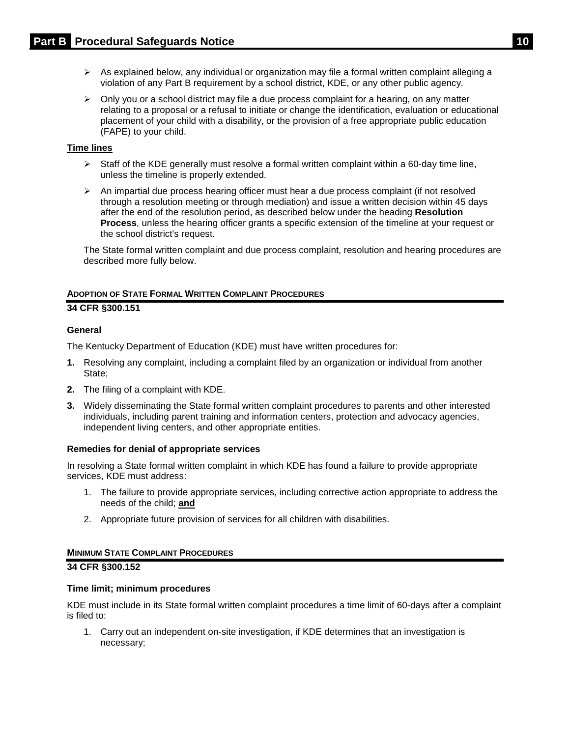- As explained below, any individual or organization may file a formal written complaint alleging a violation of any Part B requirement by a school district, KDE, or any other public agency.
- Only you or a school district may file a due process complaint for a hearing, on any matter relating to a proposal or a refusal to initiate or change the identification, evaluation or educational placement of your child with a disability, or the provision of a free appropriate public education (FAPE) to your child.

**Time lines**

- Staff of the KDE generally must resolve a formal written complaint within a 60-day time line, unless the timeline is properly extended.
- An impartial due process hearing officer must hear a due process complaint (if not resolved through a resolution meeting or through mediation) and issue a written decision within 45 days after the end of the resolution period, as described below under the heading **Resolution Process**, unless the hearing officer grants a specific extension of the timeline at your request or the school district's request.

The State formal written complaint and due process complaint, resolution and hearing procedures are described more fully below.

## ADOPTION OF STATE FORMAL WRITTEN COMPLAINT PROCEDURES

**34 CFR §300.151**

### General

The Kentucky Department of Education (KDE) must have written procedures for:

1. Resolving any complaint, including a complaint filed by an organization or individual from another State;
2. The filing of a complaint with KDE.
3. Widely disseminating the State formal written complaint procedures to parents and other interested individuals, including parent training and information centers, protection and advocacy agencies, independent living centers, and other appropriate entities.

### Remedies for denial of appropriate services

In resolving a State formal written complaint in which KDE has found a failure to provide appropriate services, KDE must address:

1. The failure to provide appropriate services, including corrective action appropriate to address the needs of the child; **and**
2. Appropriate future provision of services for all children with disabilities.

## MINIMUM STATE COMPLAINT PROCEDURES

**34 CFR §300.152**

### Time limit; minimum procedures

KDE must include in its State formal written complaint procedures a time limit of 60-days after a complaint is filed to:

1. Carry out an independent on-site investigation, if KDE determines that an investigation is necessary;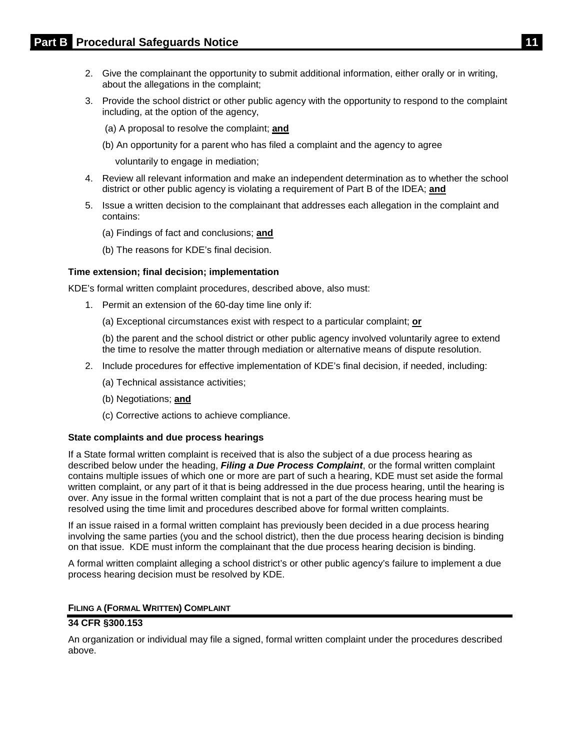2. Give the complainant the opportunity to submit additional information, either orally or in writing, about the allegations in the complaint;
3. Provide the school district or other public agency with the opportunity to respond to the complaint including, at the option of the agency,

   (a) A proposal to resolve the complaint; **and**

   (b) An opportunity for a parent who has filed a complaint and the agency to agree voluntarily to engage in mediation;
4. Review all relevant information and make an independent determination as to whether the school district or other public agency is violating a requirement of Part B of the IDEA; **and**
5. Issue a written decision to the complainant that addresses each allegation in the complaint and contains:

   (a) Findings of fact and conclusions; **and**

   (b) The reasons for KDE's final decision.

**Time extension; final decision; implementation**

KDE's formal written complaint procedures, described above, also must:

1. Permit an extension of the 60-day time line only if:

   (a) Exceptional circumstances exist with respect to a particular complaint; **or**

   (b) the parent and the school district or other public agency involved voluntarily agree to extend the time to resolve the matter through mediation or alternative means of dispute resolution.
2. Include procedures for effective implementation of KDE's final decision, if needed, including:

   (a) Technical assistance activities;

   (b) Negotiations; **and**

   (c) Corrective actions to achieve compliance.

**State complaints and due process hearings**

If a State formal written complaint is received that is also the subject of a due process hearing as described below under the heading, ***Filing a Due Process Complaint***, or the formal written complaint contains multiple issues of which one or more are part of such a hearing, KDE must set aside the formal written complaint, or any part of it that is being addressed in the due process hearing, until the hearing is over. Any issue in the formal written complaint that is not a part of the due process hearing must be resolved using the time limit and procedures described above for formal written complaints.

If an issue raised in a formal written complaint has previously been decided in a due process hearing involving the same parties (you and the school district), then the due process hearing decision is binding on that issue. KDE must inform the complainant that the due process hearing decision is binding.

A formal written complaint alleging a school district's or other public agency's failure to implement a due process hearing decision must be resolved by KDE.

## FILING A (FORMAL WRITTEN) COMPLAINT

**34 CFR §300.153**

An organization or individual may file a signed, formal written complaint under the procedures described above.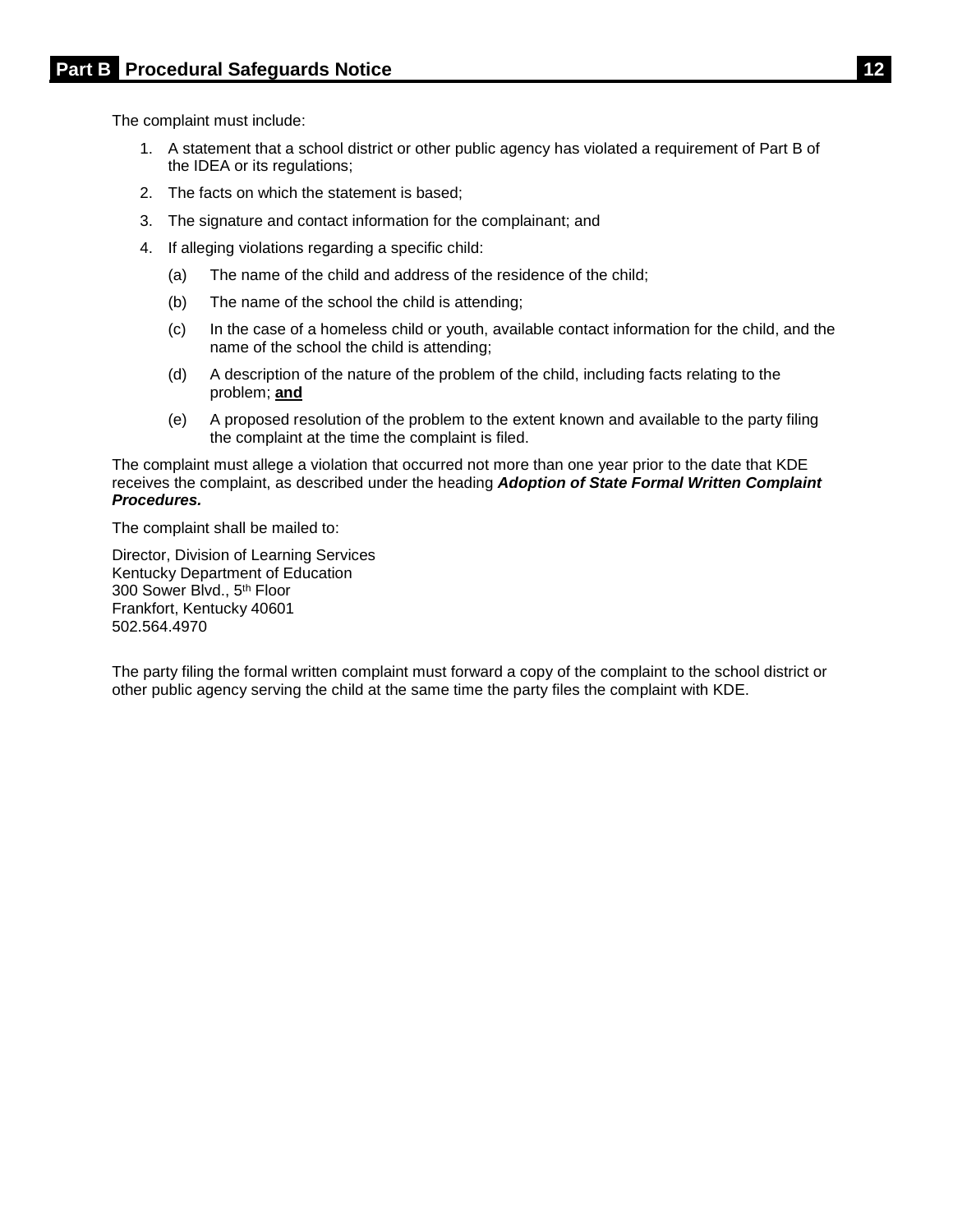The complaint must include:

1. A statement that a school district or other public agency has violated a requirement of Part B of the IDEA or its regulations;
2. The facts on which the statement is based;
3. The signature and contact information for the complainant; and
4. If alleging violations regarding a specific child:
   (a) The name of the child and address of the residence of the child;
   (b) The name of the school the child is attending;
   (c) In the case of a homeless child or youth, available contact information for the child, and the name of the school the child is attending;
   (d) A description of the nature of the problem of the child, including facts relating to the problem; **and**
   (e) A proposed resolution of the problem to the extent known and available to the party filing the complaint at the time the complaint is filed.

The complaint must allege a violation that occurred not more than one year prior to the date that KDE receives the complaint, as described under the heading ***Adoption of State Formal Written Complaint Procedures.***

The complaint shall be mailed to:

Director, Division of Learning Services
Kentucky Department of Education
300 Sower Blvd., 5th Floor
Frankfort, Kentucky 40601
502.564.4970

The party filing the formal written complaint must forward a copy of the complaint to the school district or other public agency serving the child at the same time the party files the complaint with KDE.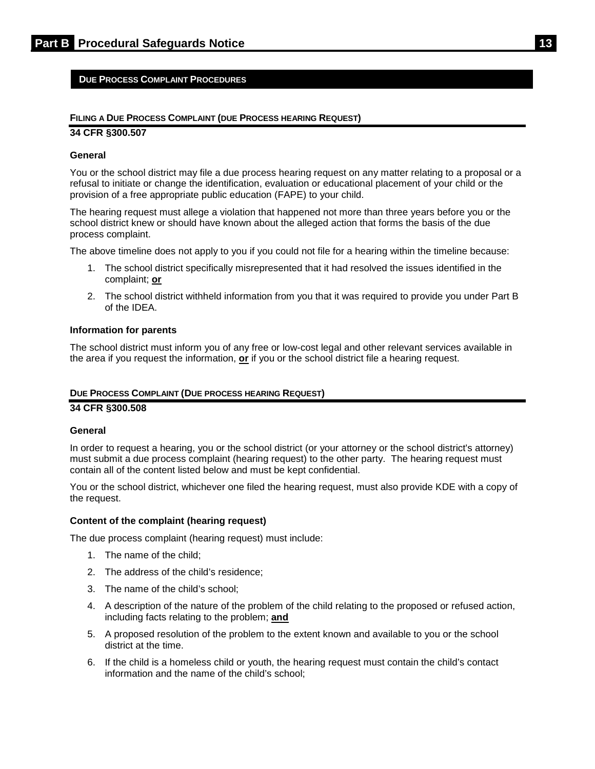## DUE PROCESS COMPLAINT PROCEDURES

### FILING A DUE PROCESS COMPLAINT (DUE PROCESS HEARING REQUEST)

**34 CFR §300.507**

#### General

You or the school district may file a due process hearing request on any matter relating to a proposal or a refusal to initiate or change the identification, evaluation or educational placement of your child or the provision of a free appropriate public education (FAPE) to your child.

The hearing request must allege a violation that happened not more than three years before you or the school district knew or should have known about the alleged action that forms the basis of the due process complaint.

The above timeline does not apply to you if you could not file for a hearing within the timeline because:

1. The school district specifically misrepresented that it had resolved the issues identified in the complaint; **or**
2. The school district withheld information from you that it was required to provide you under Part B of the IDEA.

#### Information for parents

The school district must inform you of any free or low-cost legal and other relevant services available in the area if you request the information, **or** if you or the school district file a hearing request.

### DUE PROCESS COMPLAINT (DUE PROCESS HEARING REQUEST)

**34 CFR §300.508**

#### General

In order to request a hearing, you or the school district (or your attorney or the school district's attorney) must submit a due process complaint (hearing request) to the other party. The hearing request must contain all of the content listed below and must be kept confidential.

You or the school district, whichever one filed the hearing request, must also provide KDE with a copy of the request.

#### Content of the complaint (hearing request)

The due process complaint (hearing request) must include:

1. The name of the child;
2. The address of the child's residence;
3. The name of the child's school;
4. A description of the nature of the problem of the child relating to the proposed or refused action, including facts relating to the problem; **and**
5. A proposed resolution of the problem to the extent known and available to you or the school district at the time.
6. If the child is a homeless child or youth, the hearing request must contain the child's contact information and the name of the child's school;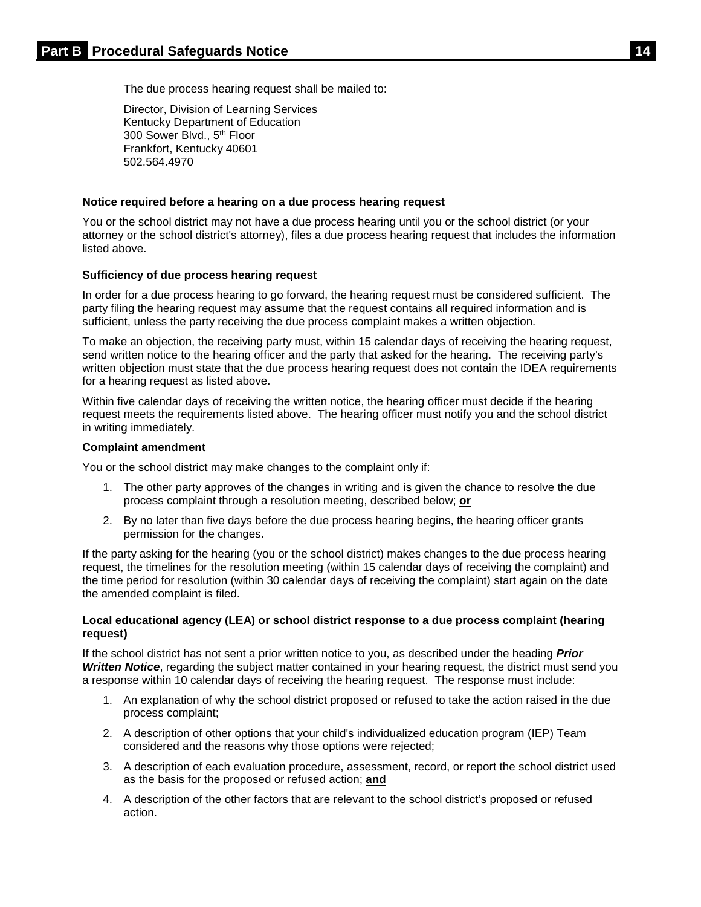The due process hearing request shall be mailed to:

Director, Division of Learning Services
Kentucky Department of Education
300 Sower Blvd., 5th Floor
Frankfort, Kentucky 40601
502.564.4970

**Notice required before a hearing on a due process hearing request**

You or the school district may not have a due process hearing until you or the school district (or your attorney or the school district's attorney), files a due process hearing request that includes the information listed above.

**Sufficiency of due process hearing request**

In order for a due process hearing to go forward, the hearing request must be considered sufficient. The party filing the hearing request may assume that the request contains all required information and is sufficient, unless the party receiving the due process complaint makes a written objection.

To make an objection, the receiving party must, within 15 calendar days of receiving the hearing request, send written notice to the hearing officer and the party that asked for the hearing. The receiving party's written objection must state that the due process hearing request does not contain the IDEA requirements for a hearing request as listed above.

Within five calendar days of receiving the written notice, the hearing officer must decide if the hearing request meets the requirements listed above. The hearing officer must notify you and the school district in writing immediately.

**Complaint amendment**

You or the school district may make changes to the complaint only if:

1. The other party approves of the changes in writing and is given the chance to resolve the due process complaint through a resolution meeting, described below; **or**
2. By no later than five days before the due process hearing begins, the hearing officer grants permission for the changes.

If the party asking for the hearing (you or the school district) makes changes to the due process hearing request, the timelines for the resolution meeting (within 15 calendar days of receiving the complaint) and the time period for resolution (within 30 calendar days of receiving the complaint) start again on the date the amended complaint is filed.

**Local educational agency (LEA) or school district response to a due process complaint (hearing request)**

If the school district has not sent a prior written notice to you, as described under the heading ***Prior Written Notice***, regarding the subject matter contained in your hearing request, the district must send you a response within 10 calendar days of receiving the hearing request. The response must include:

1. An explanation of why the school district proposed or refused to take the action raised in the due process complaint;
2. A description of other options that your child's individualized education program (IEP) Team considered and the reasons why those options were rejected;
3. A description of each evaluation procedure, assessment, record, or report the school district used as the basis for the proposed or refused action; **and**
4. A description of the other factors that are relevant to the school district's proposed or refused action.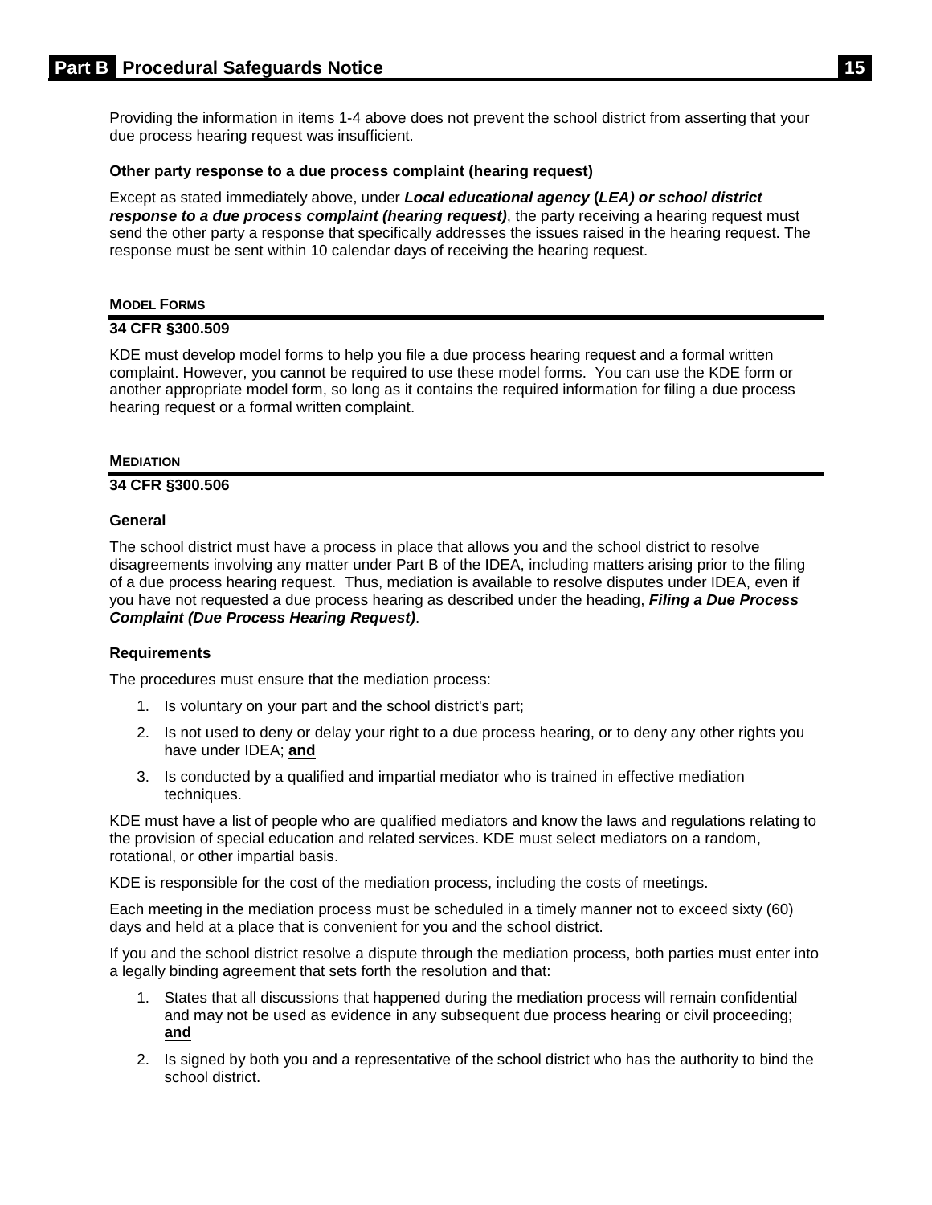Providing the information in items 1-4 above does not prevent the school district from asserting that your due process hearing request was insufficient.

**Other party response to a due process complaint (hearing request)**

Except as stated immediately above, under ***Local educational agency (LEA) or school district response to a due process complaint (hearing request)***, the party receiving a hearing request must send the other party a response that specifically addresses the issues raised in the hearing request. The response must be sent within 10 calendar days of receiving the hearing request.

## MODEL FORMS

**34 CFR §300.509**

KDE must develop model forms to help you file a due process hearing request and a formal written complaint. However, you cannot be required to use these model forms. You can use the KDE form or another appropriate model form, so long as it contains the required information for filing a due process hearing request or a formal written complaint.

## MEDIATION

**34 CFR §300.506**

### General

The school district must have a process in place that allows you and the school district to resolve disagreements involving any matter under Part B of the IDEA, including matters arising prior to the filing of a due process hearing request. Thus, mediation is available to resolve disputes under IDEA, even if you have not requested a due process hearing as described under the heading, ***Filing a Due Process Complaint (Due Process Hearing Request)***.

### Requirements

The procedures must ensure that the mediation process:

1. Is voluntary on your part and the school district's part;
2. Is not used to deny or delay your right to a due process hearing, or to deny any other rights you have under IDEA; **and**
3. Is conducted by a qualified and impartial mediator who is trained in effective mediation techniques.

KDE must have a list of people who are qualified mediators and know the laws and regulations relating to the provision of special education and related services. KDE must select mediators on a random, rotational, or other impartial basis.

KDE is responsible for the cost of the mediation process, including the costs of meetings.

Each meeting in the mediation process must be scheduled in a timely manner not to exceed sixty (60) days and held at a place that is convenient for you and the school district.

If you and the school district resolve a dispute through the mediation process, both parties must enter into a legally binding agreement that sets forth the resolution and that:

1. States that all discussions that happened during the mediation process will remain confidential and may not be used as evidence in any subsequent due process hearing or civil proceeding; **and**
2. Is signed by both you and a representative of the school district who has the authority to bind the school district.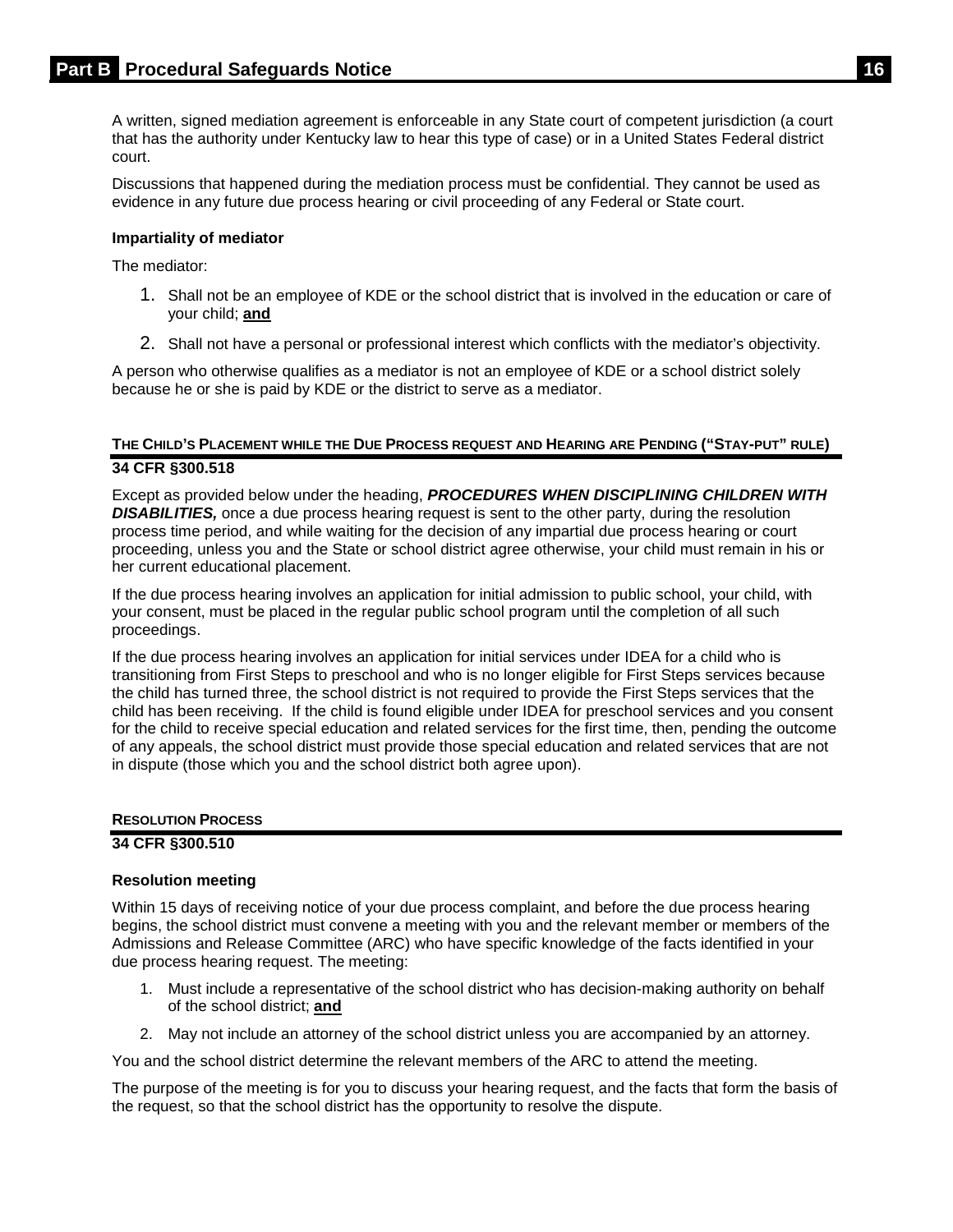A written, signed mediation agreement is enforceable in any State court of competent jurisdiction (a court that has the authority under Kentucky law to hear this type of case) or in a United States Federal district court.

Discussions that happened during the mediation process must be confidential. They cannot be used as evidence in any future due process hearing or civil proceeding of any Federal or State court.

### Impartiality of mediator

The mediator:

1. Shall not be an employee of KDE or the school district that is involved in the education or care of your child; **and**
2. Shall not have a personal or professional interest which conflicts with the mediator's objectivity.

A person who otherwise qualifies as a mediator is not an employee of KDE or a school district solely because he or she is paid by KDE or the district to serve as a mediator.

## THE CHILD'S PLACEMENT WHILE THE DUE PROCESS REQUEST AND HEARING ARE PENDING ("STAY-PUT" RULE)

**34 CFR §300.518**

Except as provided below under the heading, ***PROCEDURES WHEN DISCIPLINING CHILDREN WITH DISABILITIES,*** once a due process hearing request is sent to the other party, during the resolution process time period, and while waiting for the decision of any impartial due process hearing or court proceeding, unless you and the State or school district agree otherwise, your child must remain in his or her current educational placement.

If the due process hearing involves an application for initial admission to public school, your child, with your consent, must be placed in the regular public school program until the completion of all such proceedings.

If the due process hearing involves an application for initial services under IDEA for a child who is transitioning from First Steps to preschool and who is no longer eligible for First Steps services because the child has turned three, the school district is not required to provide the First Steps services that the child has been receiving. If the child is found eligible under IDEA for preschool services and you consent for the child to receive special education and related services for the first time, then, pending the outcome of any appeals, the school district must provide those special education and related services that are not in dispute (those which you and the school district both agree upon).

## RESOLUTION PROCESS

**34 CFR §300.510**

### Resolution meeting

Within 15 days of receiving notice of your due process complaint, and before the due process hearing begins, the school district must convene a meeting with you and the relevant member or members of the Admissions and Release Committee (ARC) who have specific knowledge of the facts identified in your due process hearing request. The meeting:

1. Must include a representative of the school district who has decision-making authority on behalf of the school district; **and**
2. May not include an attorney of the school district unless you are accompanied by an attorney.

You and the school district determine the relevant members of the ARC to attend the meeting.

The purpose of the meeting is for you to discuss your hearing request, and the facts that form the basis of the request, so that the school district has the opportunity to resolve the dispute.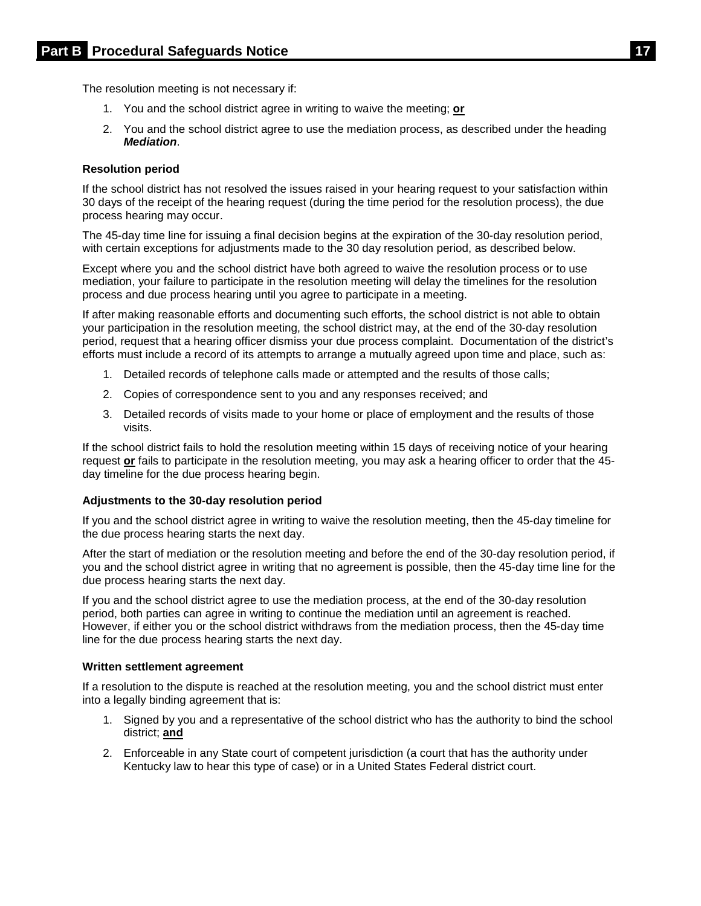The resolution meeting is not necessary if:

1. You and the school district agree in writing to waive the meeting; **or**
2. You and the school district agree to use the mediation process, as described under the heading ***Mediation***.

**Resolution period**

If the school district has not resolved the issues raised in your hearing request to your satisfaction within 30 days of the receipt of the hearing request (during the time period for the resolution process), the due process hearing may occur.

The 45-day time line for issuing a final decision begins at the expiration of the 30-day resolution period, with certain exceptions for adjustments made to the 30 day resolution period, as described below.

Except where you and the school district have both agreed to waive the resolution process or to use mediation, your failure to participate in the resolution meeting will delay the timelines for the resolution process and due process hearing until you agree to participate in a meeting.

If after making reasonable efforts and documenting such efforts, the school district is not able to obtain your participation in the resolution meeting, the school district may, at the end of the 30-day resolution period, request that a hearing officer dismiss your due process complaint. Documentation of the district's efforts must include a record of its attempts to arrange a mutually agreed upon time and place, such as:

1. Detailed records of telephone calls made or attempted and the results of those calls;
2. Copies of correspondence sent to you and any responses received; and
3. Detailed records of visits made to your home or place of employment and the results of those visits.

If the school district fails to hold the resolution meeting within 15 days of receiving notice of your hearing request **or** fails to participate in the resolution meeting, you may ask a hearing officer to order that the 45-day timeline for the due process hearing begin.

**Adjustments to the 30-day resolution period**

If you and the school district agree in writing to waive the resolution meeting, then the 45-day timeline for the due process hearing starts the next day.

After the start of mediation or the resolution meeting and before the end of the 30-day resolution period, if you and the school district agree in writing that no agreement is possible, then the 45-day time line for the due process hearing starts the next day.

If you and the school district agree to use the mediation process, at the end of the 30-day resolution period, both parties can agree in writing to continue the mediation until an agreement is reached. However, if either you or the school district withdraws from the mediation process, then the 45-day time line for the due process hearing starts the next day.

**Written settlement agreement**

If a resolution to the dispute is reached at the resolution meeting, you and the school district must enter into a legally binding agreement that is:

1. Signed by you and a representative of the school district who has the authority to bind the school district; **and**
2. Enforceable in any State court of competent jurisdiction (a court that has the authority under Kentucky law to hear this type of case) or in a United States Federal district court.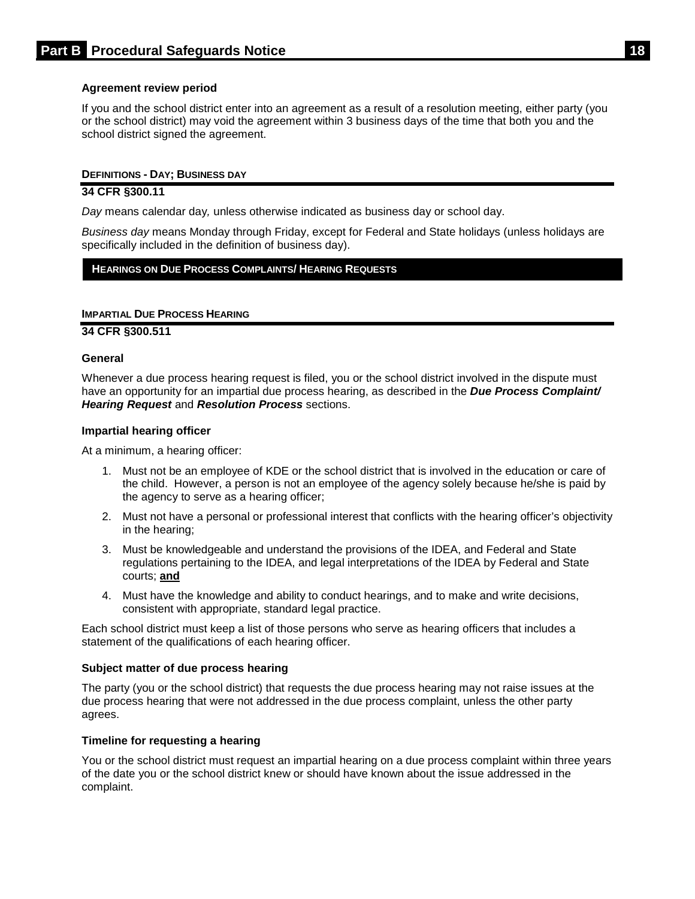**Agreement review period**

If you and the school district enter into an agreement as a result of a resolution meeting, either party (you or the school district) may void the agreement within 3 business days of the time that both you and the school district signed the agreement.

### DEFINITIONS - DAY; BUSINESS DAY

**34 CFR §300.11**

*Day* means calendar day*,* unless otherwise indicated as business day or school day.

*Business day* means Monday through Friday, except for Federal and State holidays (unless holidays are specifically included in the definition of business day).

## HEARINGS ON DUE PROCESS COMPLAINTS/ HEARING REQUESTS

### IMPARTIAL DUE PROCESS HEARING

**34 CFR §300.511**

**General**

Whenever a due process hearing request is filed, you or the school district involved in the dispute must have an opportunity for an impartial due process hearing, as described in the ***Due Process Complaint/ Hearing Request*** and ***Resolution Process*** sections.

**Impartial hearing officer**

At a minimum, a hearing officer:

1. Must not be an employee of KDE or the school district that is involved in the education or care of the child. However, a person is not an employee of the agency solely because he/she is paid by the agency to serve as a hearing officer;
2. Must not have a personal or professional interest that conflicts with the hearing officer's objectivity in the hearing;
3. Must be knowledgeable and understand the provisions of the IDEA, and Federal and State regulations pertaining to the IDEA, and legal interpretations of the IDEA by Federal and State courts; **and**
4. Must have the knowledge and ability to conduct hearings, and to make and write decisions, consistent with appropriate, standard legal practice.

Each school district must keep a list of those persons who serve as hearing officers that includes a statement of the qualifications of each hearing officer.

**Subject matter of due process hearing**

The party (you or the school district) that requests the due process hearing may not raise issues at the due process hearing that were not addressed in the due process complaint, unless the other party agrees.

**Timeline for requesting a hearing**

You or the school district must request an impartial hearing on a due process complaint within three years of the date you or the school district knew or should have known about the issue addressed in the complaint.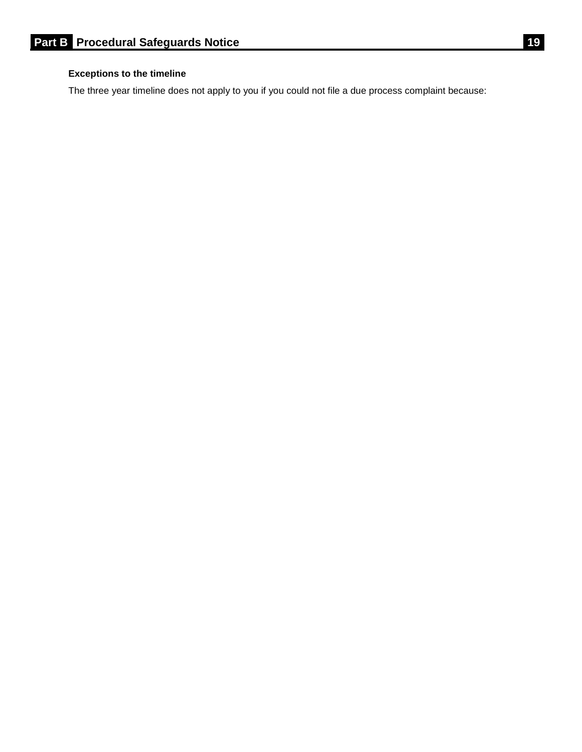**Exceptions to the timeline**

The three year timeline does not apply to you if you could not file a due process complaint because: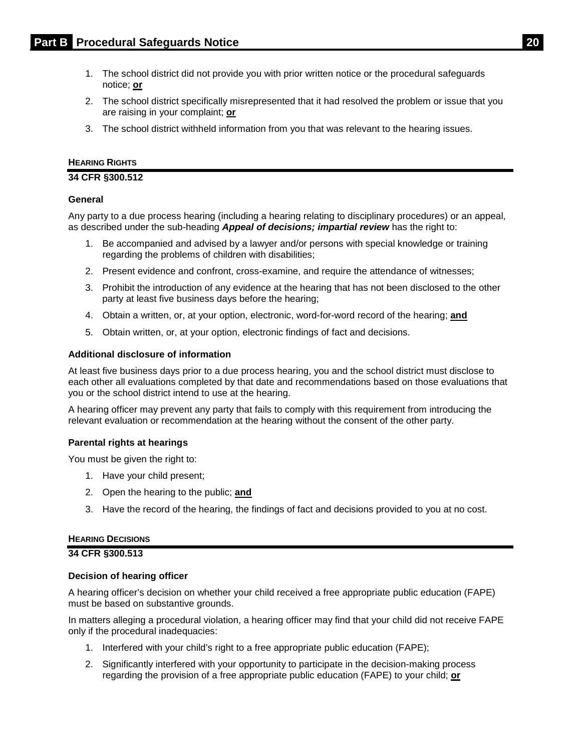1. The school district did not provide you with prior written notice or the procedural safeguards notice; **or**
2. The school district specifically misrepresented that it had resolved the problem or issue that you are raising in your complaint; **or**
3. The school district withheld information from you that was relevant to the hearing issues.

## HEARING RIGHTS

**34 CFR §300.512**

### General

Any party to a due process hearing (including a hearing relating to disciplinary procedures) or an appeal, as described under the sub-heading ***Appeal of decisions; impartial review*** has the right to:

1. Be accompanied and advised by a lawyer and/or persons with special knowledge or training regarding the problems of children with disabilities;
2. Present evidence and confront, cross-examine, and require the attendance of witnesses;
3. Prohibit the introduction of any evidence at the hearing that has not been disclosed to the other party at least five business days before the hearing;
4. Obtain a written, or, at your option, electronic, word-for-word record of the hearing; **and**
5. Obtain written, or, at your option, electronic findings of fact and decisions.

### Additional disclosure of information

At least five business days prior to a due process hearing, you and the school district must disclose to each other all evaluations completed by that date and recommendations based on those evaluations that you or the school district intend to use at the hearing.

A hearing officer may prevent any party that fails to comply with this requirement from introducing the relevant evaluation or recommendation at the hearing without the consent of the other party.

### Parental rights at hearings

You must be given the right to:

1. Have your child present;
2. Open the hearing to the public; **and**
3. Have the record of the hearing, the findings of fact and decisions provided to you at no cost.

## HEARING DECISIONS

**34 CFR §300.513**

### Decision of hearing officer

A hearing officer's decision on whether your child received a free appropriate public education (FAPE) must be based on substantive grounds.

In matters alleging a procedural violation, a hearing officer may find that your child did not receive FAPE only if the procedural inadequacies:

1. Interfered with your child's right to a free appropriate public education (FAPE);
2. Significantly interfered with your opportunity to participate in the decision-making process regarding the provision of a free appropriate public education (FAPE) to your child; **or**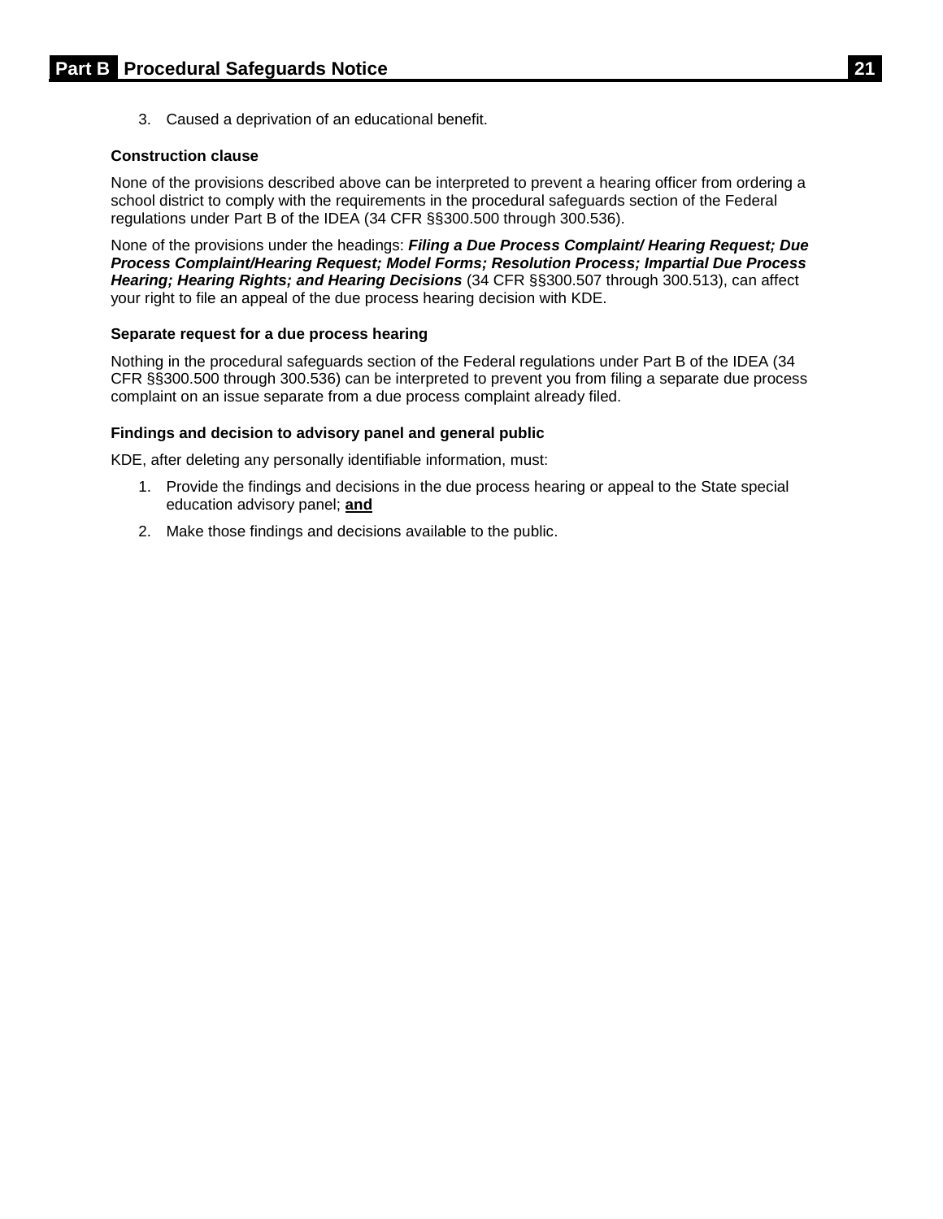3. Caused a deprivation of an educational benefit.

### Construction clause

None of the provisions described above can be interpreted to prevent a hearing officer from ordering a school district to comply with the requirements in the procedural safeguards section of the Federal regulations under Part B of the IDEA (34 CFR §§300.500 through 300.536).

None of the provisions under the headings: ***Filing a Due Process Complaint/ Hearing Request; Due Process Complaint/Hearing Request; Model Forms; Resolution Process; Impartial Due Process Hearing; Hearing Rights; and Hearing Decisions*** (34 CFR §§300.507 through 300.513), can affect your right to file an appeal of the due process hearing decision with KDE.

### Separate request for a due process hearing

Nothing in the procedural safeguards section of the Federal regulations under Part B of the IDEA (34 CFR §§300.500 through 300.536) can be interpreted to prevent you from filing a separate due process complaint on an issue separate from a due process complaint already filed.

### Findings and decision to advisory panel and general public

KDE, after deleting any personally identifiable information, must:

1. Provide the findings and decisions in the due process hearing or appeal to the State special education advisory panel; **and**
2. Make those findings and decisions available to the public.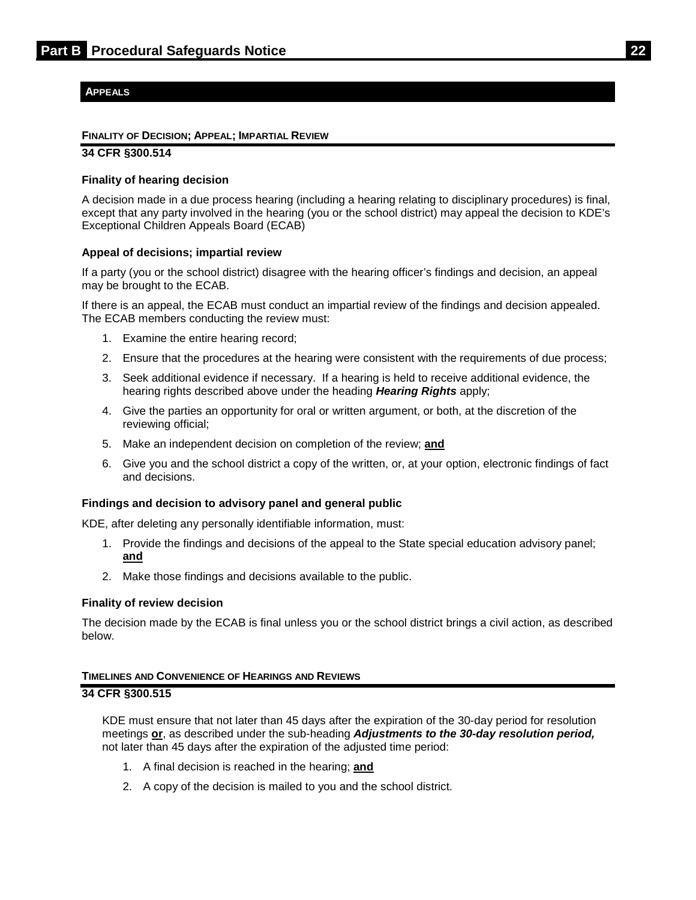## Appeals

### Finality of Decision; Appeal; Impartial Review

**34 CFR §300.514**

**Finality of hearing decision**

A decision made in a due process hearing (including a hearing relating to disciplinary procedures) is final, except that any party involved in the hearing (you or the school district) may appeal the decision to KDE's Exceptional Children Appeals Board (ECAB)

**Appeal of decisions; impartial review**

If a party (you or the school district) disagree with the hearing officer's findings and decision, an appeal may be brought to the ECAB.

If there is an appeal, the ECAB must conduct an impartial review of the findings and decision appealed. The ECAB members conducting the review must:

1. Examine the entire hearing record;
2. Ensure that the procedures at the hearing were consistent with the requirements of due process;
3. Seek additional evidence if necessary. If a hearing is held to receive additional evidence, the hearing rights described above under the heading ***Hearing Rights*** apply;
4. Give the parties an opportunity for oral or written argument, or both, at the discretion of the reviewing official;
5. Make an independent decision on completion of the review; **and**
6. Give you and the school district a copy of the written, or, at your option, electronic findings of fact and decisions.

**Findings and decision to advisory panel and general public**

KDE, after deleting any personally identifiable information, must:

1. Provide the findings and decisions of the appeal to the State special education advisory panel; **and**
2. Make those findings and decisions available to the public.

**Finality of review decision**

The decision made by the ECAB is final unless you or the school district brings a civil action, as described below.

### Timelines and Convenience of Hearings and Reviews

**34 CFR §300.515**

KDE must ensure that not later than 45 days after the expiration of the 30-day period for resolution meetings **or**, as described under the sub-heading ***Adjustments to the 30-day resolution period,*** not later than 45 days after the expiration of the adjusted time period:

1. A final decision is reached in the hearing; **and**
2. A copy of the decision is mailed to you and the school district.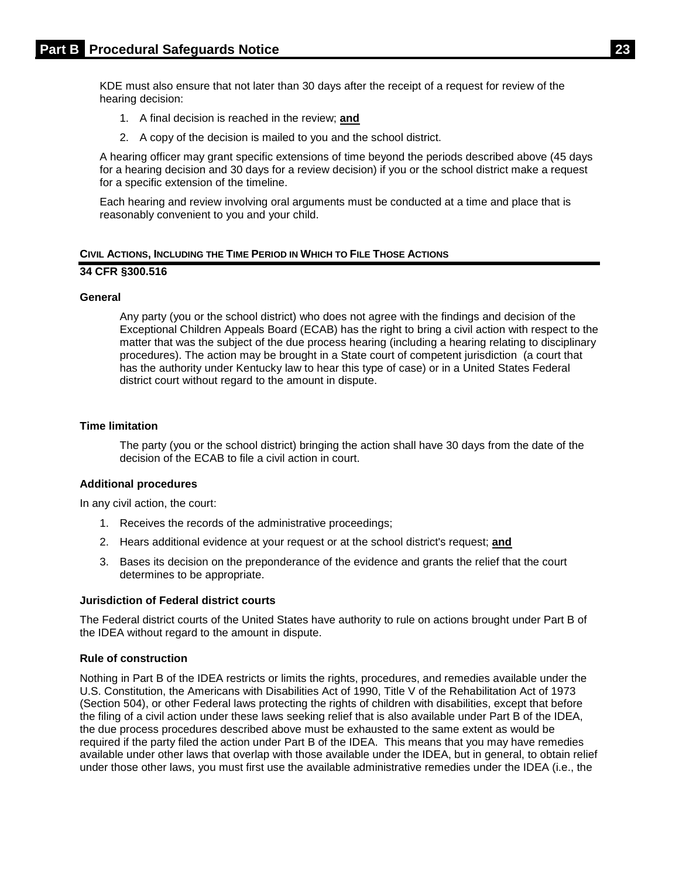KDE must also ensure that not later than 30 days after the receipt of a request for review of the hearing decision:

1. A final decision is reached in the review; **and**
2. A copy of the decision is mailed to you and the school district.

A hearing officer may grant specific extensions of time beyond the periods described above (45 days for a hearing decision and 30 days for a review decision) if you or the school district make a request for a specific extension of the timeline.

Each hearing and review involving oral arguments must be conducted at a time and place that is reasonably convenient to you and your child.

## CIVIL ACTIONS, INCLUDING THE TIME PERIOD IN WHICH TO FILE THOSE ACTIONS

**34 CFR §300.516**

### General

Any party (you or the school district) who does not agree with the findings and decision of the Exceptional Children Appeals Board (ECAB) has the right to bring a civil action with respect to the matter that was the subject of the due process hearing (including a hearing relating to disciplinary procedures). The action may be brought in a State court of competent jurisdiction (a court that has the authority under Kentucky law to hear this type of case) or in a United States Federal district court without regard to the amount in dispute.

### Time limitation

The party (you or the school district) bringing the action shall have 30 days from the date of the decision of the ECAB to file a civil action in court.

### Additional procedures

In any civil action, the court:

1. Receives the records of the administrative proceedings;
2. Hears additional evidence at your request or at the school district's request; **and**
3. Bases its decision on the preponderance of the evidence and grants the relief that the court determines to be appropriate.

### Jurisdiction of Federal district courts

The Federal district courts of the United States have authority to rule on actions brought under Part B of the IDEA without regard to the amount in dispute.

### Rule of construction

Nothing in Part B of the IDEA restricts or limits the rights, procedures, and remedies available under the U.S. Constitution, the Americans with Disabilities Act of 1990, Title V of the Rehabilitation Act of 1973 (Section 504), or other Federal laws protecting the rights of children with disabilities, except that before the filing of a civil action under these laws seeking relief that is also available under Part B of the IDEA, the due process procedures described above must be exhausted to the same extent as would be required if the party filed the action under Part B of the IDEA. This means that you may have remedies available under other laws that overlap with those available under the IDEA, but in general, to obtain relief under those other laws, you must first use the available administrative remedies under the IDEA (i.e., the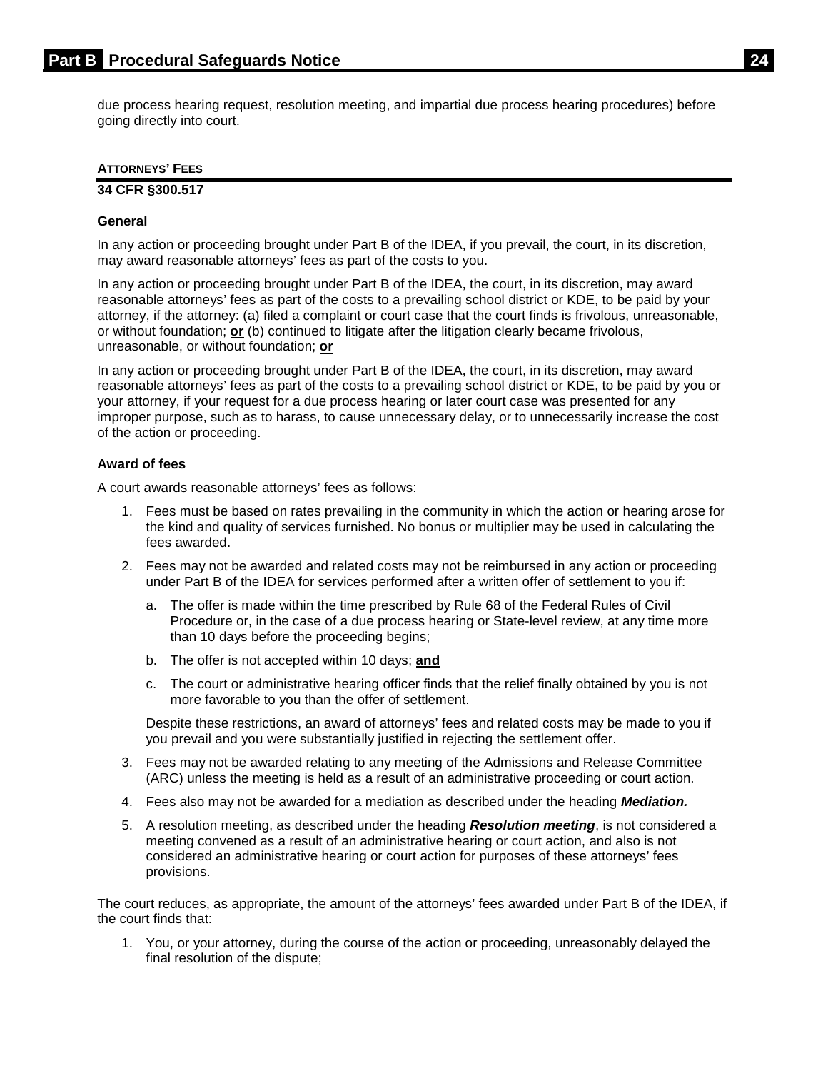due process hearing request, resolution meeting, and impartial due process hearing procedures) before going directly into court.

#### ATTORNEYS' FEES

**34 CFR §300.517**

**General**

In any action or proceeding brought under Part B of the IDEA, if you prevail, the court, in its discretion, may award reasonable attorneys' fees as part of the costs to you.

In any action or proceeding brought under Part B of the IDEA, the court, in its discretion, may award reasonable attorneys' fees as part of the costs to a prevailing school district or KDE, to be paid by your attorney, if the attorney: (a) filed a complaint or court case that the court finds is frivolous, unreasonable, or without foundation; **or** (b) continued to litigate after the litigation clearly became frivolous, unreasonable, or without foundation; **or**

In any action or proceeding brought under Part B of the IDEA, the court, in its discretion, may award reasonable attorneys' fees as part of the costs to a prevailing school district or KDE, to be paid by you or your attorney, if your request for a due process hearing or later court case was presented for any improper purpose, such as to harass, to cause unnecessary delay, or to unnecessarily increase the cost of the action or proceeding.

**Award of fees**

A court awards reasonable attorneys' fees as follows:

1. Fees must be based on rates prevailing in the community in which the action or hearing arose for the kind and quality of services furnished. No bonus or multiplier may be used in calculating the fees awarded.
2. Fees may not be awarded and related costs may not be reimbursed in any action or proceeding under Part B of the IDEA for services performed after a written offer of settlement to you if:
   a. The offer is made within the time prescribed by Rule 68 of the Federal Rules of Civil Procedure or, in the case of a due process hearing or State-level review, at any time more than 10 days before the proceeding begins;
   b. The offer is not accepted within 10 days; **and**
   c. The court or administrative hearing officer finds that the relief finally obtained by you is not more favorable to you than the offer of settlement.

   Despite these restrictions, an award of attorneys' fees and related costs may be made to you if you prevail and you were substantially justified in rejecting the settlement offer.
3. Fees may not be awarded relating to any meeting of the Admissions and Release Committee (ARC) unless the meeting is held as a result of an administrative proceeding or court action.
4. Fees also may not be awarded for a mediation as described under the heading ***Mediation.***
5. A resolution meeting, as described under the heading ***Resolution meeting***, is not considered a meeting convened as a result of an administrative hearing or court action, and also is not considered an administrative hearing or court action for purposes of these attorneys' fees provisions.

The court reduces, as appropriate, the amount of the attorneys' fees awarded under Part B of the IDEA, if the court finds that:

1. You, or your attorney, during the course of the action or proceeding, unreasonably delayed the final resolution of the dispute;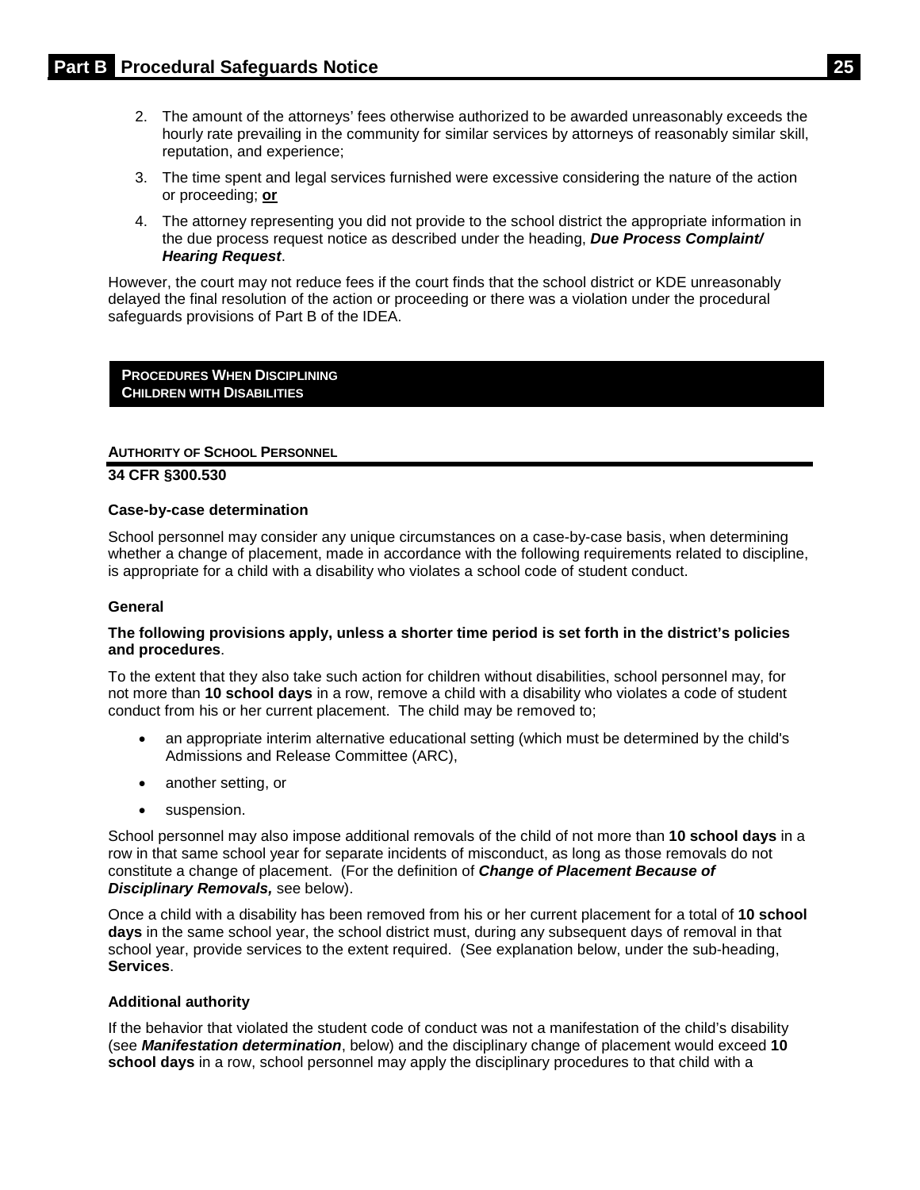2. The amount of the attorneys' fees otherwise authorized to be awarded unreasonably exceeds the hourly rate prevailing in the community for similar services by attorneys of reasonably similar skill, reputation, and experience;
3. The time spent and legal services furnished were excessive considering the nature of the action or proceeding; **or**
4. The attorney representing you did not provide to the school district the appropriate information in the due process request notice as described under the heading, ***Due Process Complaint/ Hearing Request***.

However, the court may not reduce fees if the court finds that the school district or KDE unreasonably delayed the final resolution of the action or proceeding or there was a violation under the procedural safeguards provisions of Part B of the IDEA.

## PROCEDURES WHEN DISCIPLINING CHILDREN WITH DISABILITIES

### AUTHORITY OF SCHOOL PERSONNEL

**34 CFR §300.530**

#### Case-by-case determination

School personnel may consider any unique circumstances on a case-by-case basis, when determining whether a change of placement, made in accordance with the following requirements related to discipline, is appropriate for a child with a disability who violates a school code of student conduct.

#### General

**The following provisions apply, unless a shorter time period is set forth in the district's policies and procedures**.

To the extent that they also take such action for children without disabilities, school personnel may, for not more than **10 school days** in a row, remove a child with a disability who violates a code of student conduct from his or her current placement. The child may be removed to;

- an appropriate interim alternative educational setting (which must be determined by the child's Admissions and Release Committee (ARC),
- another setting, or
- suspension.

School personnel may also impose additional removals of the child of not more than **10 school days** in a row in that same school year for separate incidents of misconduct, as long as those removals do not constitute a change of placement. (For the definition of ***Change of Placement Because of Disciplinary Removals,*** see below).

Once a child with a disability has been removed from his or her current placement for a total of **10 school days** in the same school year, the school district must, during any subsequent days of removal in that school year, provide services to the extent required. (See explanation below, under the sub-heading, **Services**.

#### Additional authority

If the behavior that violated the student code of conduct was not a manifestation of the child's disability (see ***Manifestation determination***, below) and the disciplinary change of placement would exceed **10 school days** in a row, school personnel may apply the disciplinary procedures to that child with a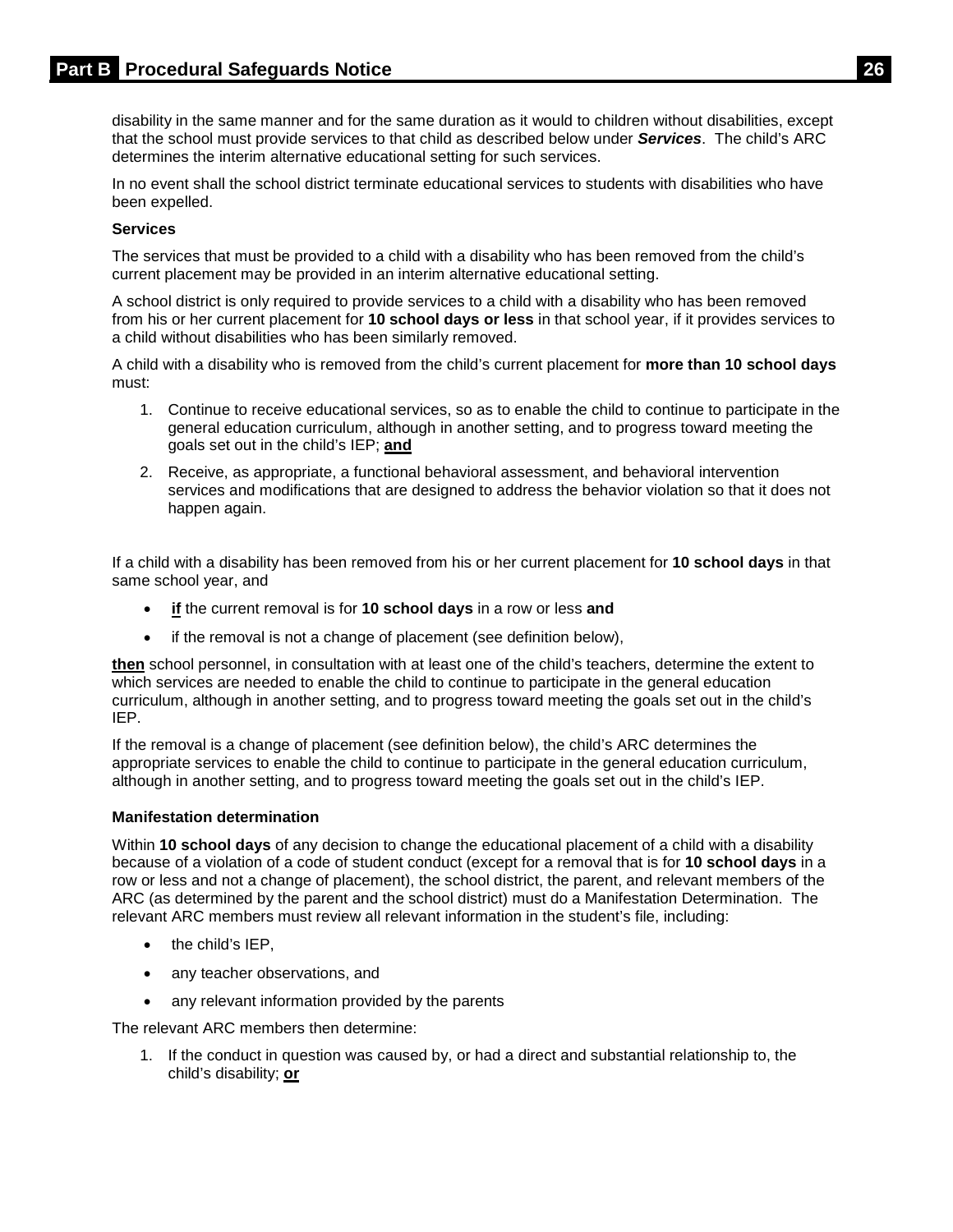disability in the same manner and for the same duration as it would to children without disabilities, except that the school must provide services to that child as described below under ***Services***. The child's ARC determines the interim alternative educational setting for such services.

In no event shall the school district terminate educational services to students with disabilities who have been expelled.

**Services**

The services that must be provided to a child with a disability who has been removed from the child's current placement may be provided in an interim alternative educational setting.

A school district is only required to provide services to a child with a disability who has been removed from his or her current placement for **10 school days or less** in that school year, if it provides services to a child without disabilities who has been similarly removed.

A child with a disability who is removed from the child's current placement for **more than 10 school days** must:

1. Continue to receive educational services, so as to enable the child to continue to participate in the general education curriculum, although in another setting, and to progress toward meeting the goals set out in the child's IEP; **<u>and</u>**
2. Receive, as appropriate, a functional behavioral assessment, and behavioral intervention services and modifications that are designed to address the behavior violation so that it does not happen again.

If a child with a disability has been removed from his or her current placement for **10 school days** in that same school year, and

- **<u>if</u>** the current removal is for **10 school days** in a row or less **and**
- if the removal is not a change of placement (see definition below),

**<u>then</u>** school personnel, in consultation with at least one of the child's teachers, determine the extent to which services are needed to enable the child to continue to participate in the general education curriculum, although in another setting, and to progress toward meeting the goals set out in the child's IEP.

If the removal is a change of placement (see definition below), the child's ARC determines the appropriate services to enable the child to continue to participate in the general education curriculum, although in another setting, and to progress toward meeting the goals set out in the child's IEP.

**Manifestation determination**

Within **10 school days** of any decision to change the educational placement of a child with a disability because of a violation of a code of student conduct (except for a removal that is for **10 school days** in a row or less and not a change of placement), the school district, the parent, and relevant members of the ARC (as determined by the parent and the school district) must do a Manifestation Determination. The relevant ARC members must review all relevant information in the student's file, including:

- the child's IEP,
- any teacher observations, and
- any relevant information provided by the parents

The relevant ARC members then determine:

1. If the conduct in question was caused by, or had a direct and substantial relationship to, the child's disability; **<u>or</u>**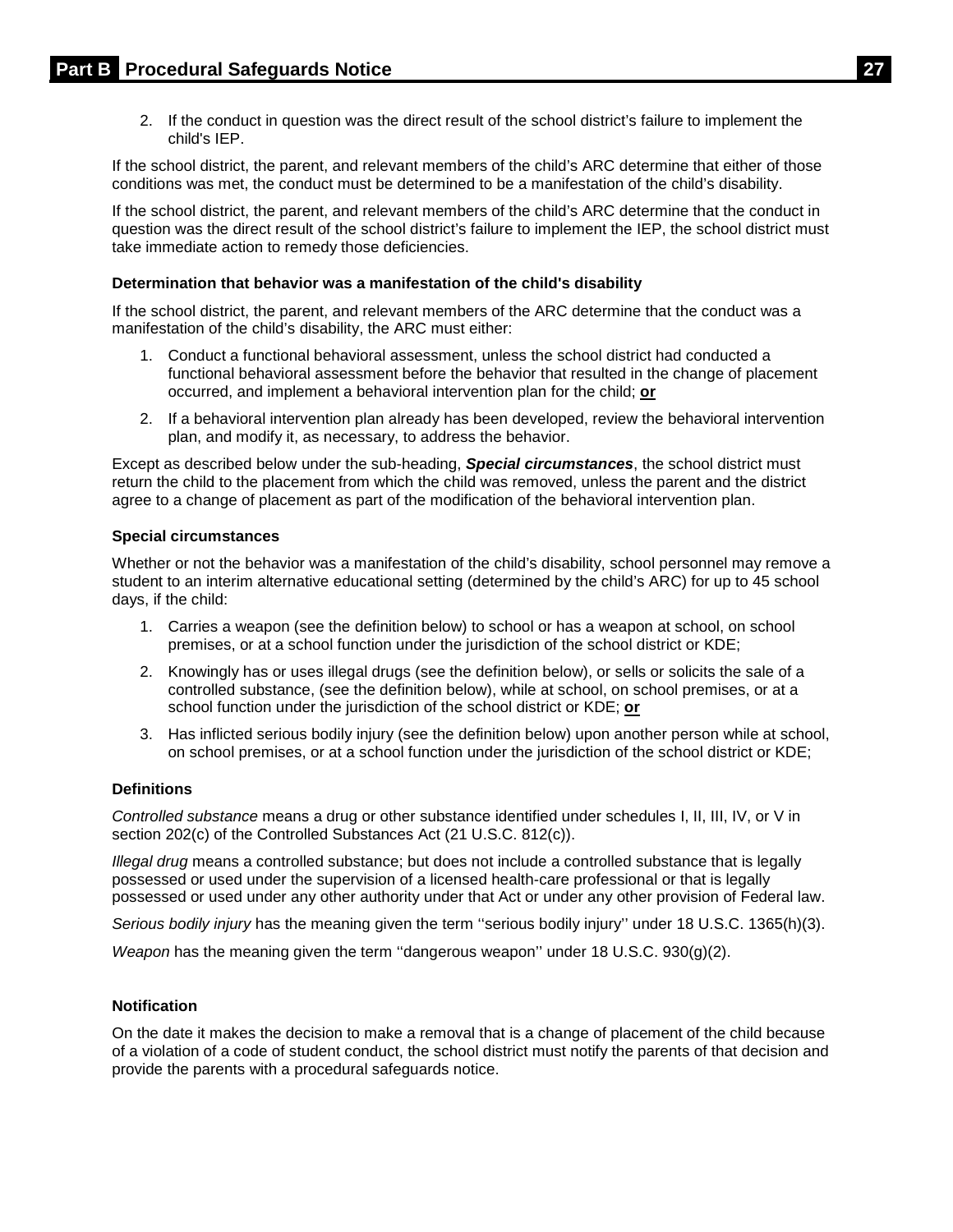2. If the conduct in question was the direct result of the school district's failure to implement the child's IEP.

If the school district, the parent, and relevant members of the child's ARC determine that either of those conditions was met, the conduct must be determined to be a manifestation of the child's disability.

If the school district, the parent, and relevant members of the child's ARC determine that the conduct in question was the direct result of the school district's failure to implement the IEP, the school district must take immediate action to remedy those deficiencies.

**Determination that behavior was a manifestation of the child's disability**

If the school district, the parent, and relevant members of the ARC determine that the conduct was a manifestation of the child's disability, the ARC must either:

1. Conduct a functional behavioral assessment, unless the school district had conducted a functional behavioral assessment before the behavior that resulted in the change of placement occurred, and implement a behavioral intervention plan for the child; **or**
2. If a behavioral intervention plan already has been developed, review the behavioral intervention plan, and modify it, as necessary, to address the behavior.

Except as described below under the sub-heading, ***Special circumstances***, the school district must return the child to the placement from which the child was removed, unless the parent and the district agree to a change of placement as part of the modification of the behavioral intervention plan.

**Special circumstances**

Whether or not the behavior was a manifestation of the child's disability, school personnel may remove a student to an interim alternative educational setting (determined by the child's ARC) for up to 45 school days, if the child:

1. Carries a weapon (see the definition below) to school or has a weapon at school, on school premises, or at a school function under the jurisdiction of the school district or KDE;
2. Knowingly has or uses illegal drugs (see the definition below), or sells or solicits the sale of a controlled substance, (see the definition below), while at school, on school premises, or at a school function under the jurisdiction of the school district or KDE; **or**
3. Has inflicted serious bodily injury (see the definition below) upon another person while at school, on school premises, or at a school function under the jurisdiction of the school district or KDE;

**Definitions**

*Controlled substance* means a drug or other substance identified under schedules I, II, III, IV, or V in section 202(c) of the Controlled Substances Act (21 U.S.C. 812(c)).

*Illegal drug* means a controlled substance; but does not include a controlled substance that is legally possessed or used under the supervision of a licensed health-care professional or that is legally possessed or used under any other authority under that Act or under any other provision of Federal law.

*Serious bodily injury* has the meaning given the term ''serious bodily injury'' under 18 U.S.C. 1365(h)(3).

*Weapon* has the meaning given the term ''dangerous weapon'' under 18 U.S.C. 930(g)(2).

**Notification**

On the date it makes the decision to make a removal that is a change of placement of the child because of a violation of a code of student conduct, the school district must notify the parents of that decision and provide the parents with a procedural safeguards notice.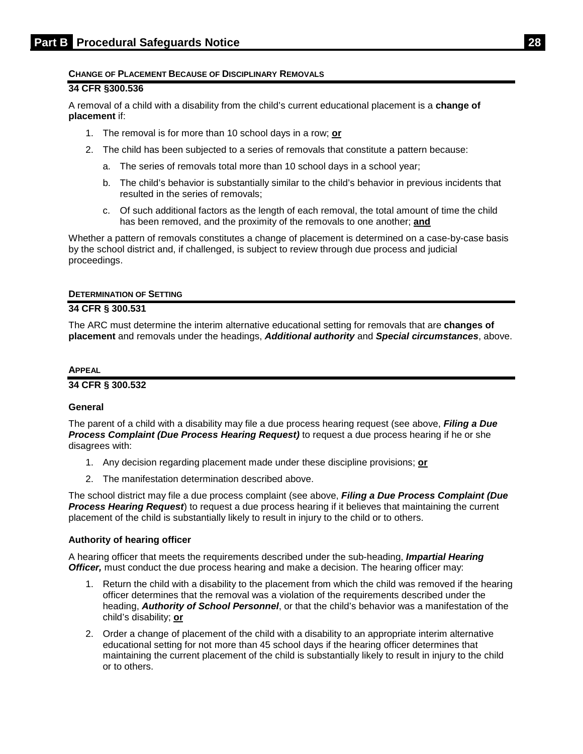### CHANGE OF PLACEMENT BECAUSE OF DISCIPLINARY REMOVALS

**34 CFR §300.536**

A removal of a child with a disability from the child's current educational placement is a **change of placement** if:

1. The removal is for more than 10 school days in a row; **or**
2. The child has been subjected to a series of removals that constitute a pattern because:
   a. The series of removals total more than 10 school days in a school year;
   b. The child's behavior is substantially similar to the child's behavior in previous incidents that resulted in the series of removals;
   c. Of such additional factors as the length of each removal, the total amount of time the child has been removed, and the proximity of the removals to one another; **and**

Whether a pattern of removals constitutes a change of placement is determined on a case-by-case basis by the school district and, if challenged, is subject to review through due process and judicial proceedings.

### DETERMINATION OF SETTING

**34 CFR § 300.531**

The ARC must determine the interim alternative educational setting for removals that are **changes of placement** and removals under the headings, ***Additional authority*** and ***Special circumstances***, above.

### APPEAL

**34 CFR § 300.532**

**General**

The parent of a child with a disability may file a due process hearing request (see above, ***Filing a Due Process Complaint (Due Process Hearing Request)*** to request a due process hearing if he or she disagrees with:

1. Any decision regarding placement made under these discipline provisions; **or**
2. The manifestation determination described above.

The school district may file a due process complaint (see above, ***Filing a Due Process Complaint (Due Process Hearing Request***) to request a due process hearing if it believes that maintaining the current placement of the child is substantially likely to result in injury to the child or to others.

**Authority of hearing officer**

A hearing officer that meets the requirements described under the sub-heading, ***Impartial Hearing Officer,*** must conduct the due process hearing and make a decision. The hearing officer may:

1. Return the child with a disability to the placement from which the child was removed if the hearing officer determines that the removal was a violation of the requirements described under the heading, ***Authority of School Personnel***, or that the child's behavior was a manifestation of the child's disability; **or**
2. Order a change of placement of the child with a disability to an appropriate interim alternative educational setting for not more than 45 school days if the hearing officer determines that maintaining the current placement of the child is substantially likely to result in injury to the child or to others.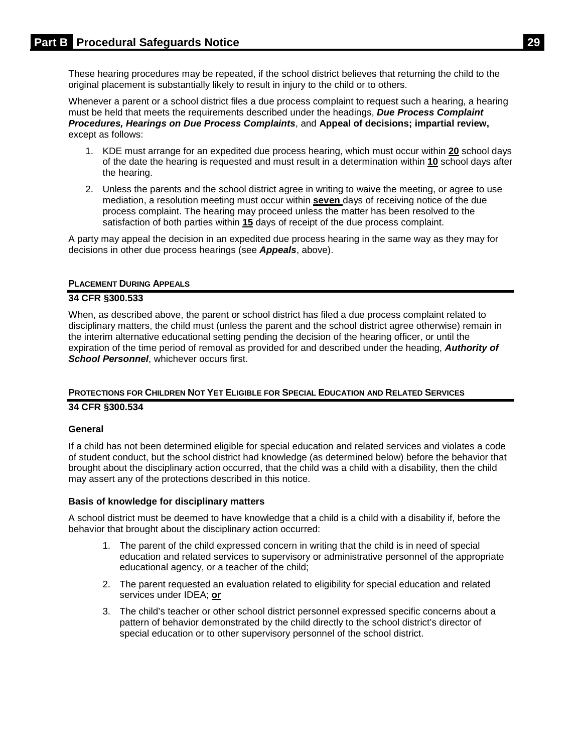These hearing procedures may be repeated, if the school district believes that returning the child to the original placement is substantially likely to result in injury to the child or to others.

Whenever a parent or a school district files a due process complaint to request such a hearing, a hearing must be held that meets the requirements described under the headings, ***Due Process Complaint Procedures, Hearings on Due Process Complaints***, and **Appeal of decisions; impartial review,** except as follows:

1. KDE must arrange for an expedited due process hearing, which must occur within **20** school days of the date the hearing is requested and must result in a determination within **10** school days after the hearing.
2. Unless the parents and the school district agree in writing to waive the meeting, or agree to use mediation, a resolution meeting must occur within **seven** days of receiving notice of the due process complaint. The hearing may proceed unless the matter has been resolved to the satisfaction of both parties within **15** days of receipt of the due process complaint.

A party may appeal the decision in an expedited due process hearing in the same way as they may for decisions in other due process hearings (see ***Appeals***, above).

## PLACEMENT DURING APPEALS

**34 CFR §300.533**

When, as described above, the parent or school district has filed a due process complaint related to disciplinary matters, the child must (unless the parent and the school district agree otherwise) remain in the interim alternative educational setting pending the decision of the hearing officer, or until the expiration of the time period of removal as provided for and described under the heading, ***Authority of School Personnel***, whichever occurs first.

## PROTECTIONS FOR CHILDREN NOT YET ELIGIBLE FOR SPECIAL EDUCATION AND RELATED SERVICES

**34 CFR §300.534**

### General

If a child has not been determined eligible for special education and related services and violates a code of student conduct, but the school district had knowledge (as determined below) before the behavior that brought about the disciplinary action occurred, that the child was a child with a disability, then the child may assert any of the protections described in this notice.

### Basis of knowledge for disciplinary matters

A school district must be deemed to have knowledge that a child is a child with a disability if, before the behavior that brought about the disciplinary action occurred:

1. The parent of the child expressed concern in writing that the child is in need of special education and related services to supervisory or administrative personnel of the appropriate educational agency, or a teacher of the child;
2. The parent requested an evaluation related to eligibility for special education and related services under IDEA; **or**
3. The child's teacher or other school district personnel expressed specific concerns about a pattern of behavior demonstrated by the child directly to the school district's director of special education or to other supervisory personnel of the school district.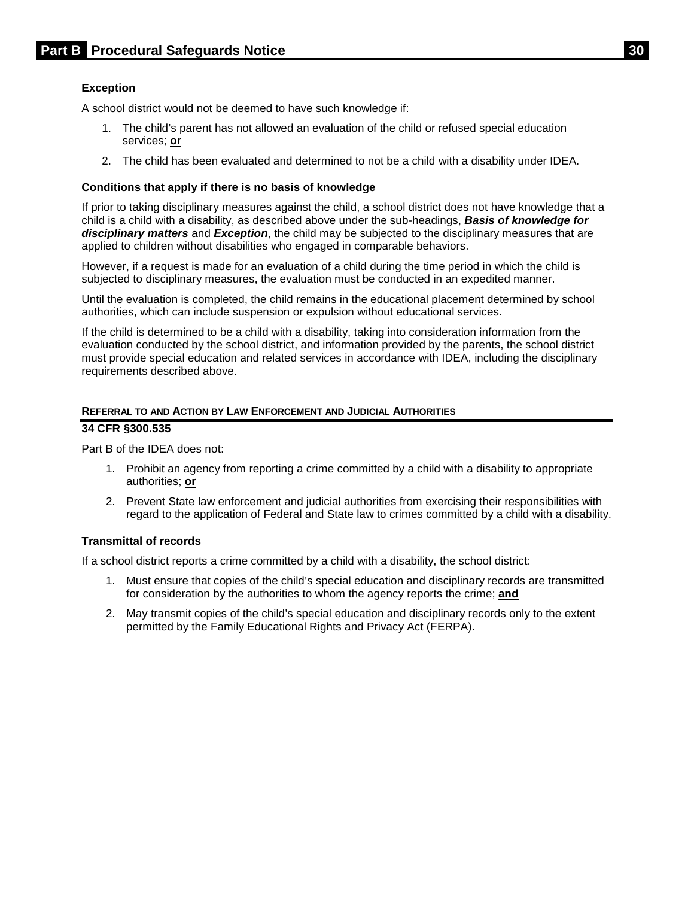#### Exception

A school district would not be deemed to have such knowledge if:

1. The child's parent has not allowed an evaluation of the child or refused special education services; **or**
2. The child has been evaluated and determined to not be a child with a disability under IDEA.

#### Conditions that apply if there is no basis of knowledge

If prior to taking disciplinary measures against the child, a school district does not have knowledge that a child is a child with a disability, as described above under the sub-headings, ***Basis of knowledge for disciplinary matters*** and ***Exception***, the child may be subjected to the disciplinary measures that are applied to children without disabilities who engaged in comparable behaviors.

However, if a request is made for an evaluation of a child during the time period in which the child is subjected to disciplinary measures, the evaluation must be conducted in an expedited manner.

Until the evaluation is completed, the child remains in the educational placement determined by school authorities, which can include suspension or expulsion without educational services.

If the child is determined to be a child with a disability, taking into consideration information from the evaluation conducted by the school district, and information provided by the parents, the school district must provide special education and related services in accordance with IDEA, including the disciplinary requirements described above.

### REFERRAL TO AND ACTION BY LAW ENFORCEMENT AND JUDICIAL AUTHORITIES

**34 CFR §300.535**

Part B of the IDEA does not:

1. Prohibit an agency from reporting a crime committed by a child with a disability to appropriate authorities; **or**
2. Prevent State law enforcement and judicial authorities from exercising their responsibilities with regard to the application of Federal and State law to crimes committed by a child with a disability.

#### Transmittal of records

If a school district reports a crime committed by a child with a disability, the school district:

1. Must ensure that copies of the child's special education and disciplinary records are transmitted for consideration by the authorities to whom the agency reports the crime; **and**
2. May transmit copies of the child's special education and disciplinary records only to the extent permitted by the Family Educational Rights and Privacy Act (FERPA).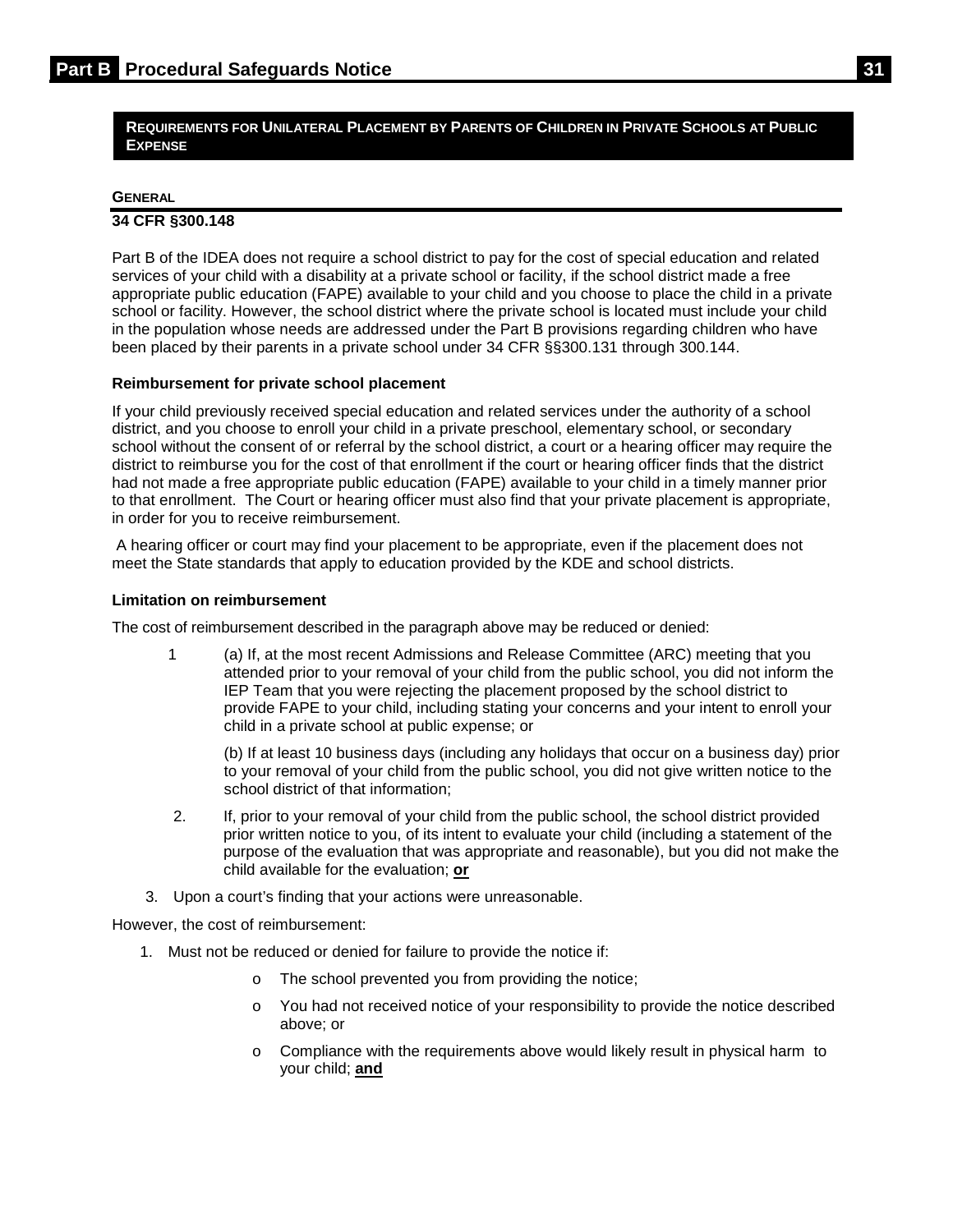## REQUIREMENTS FOR UNILATERAL PLACEMENT BY PARENTS OF CHILDREN IN PRIVATE SCHOOLS AT PUBLIC EXPENSE

### GENERAL

**34 CFR §300.148**

Part B of the IDEA does not require a school district to pay for the cost of special education and related services of your child with a disability at a private school or facility, if the school district made a free appropriate public education (FAPE) available to your child and you choose to place the child in a private school or facility. However, the school district where the private school is located must include your child in the population whose needs are addressed under the Part B provisions regarding children who have been placed by their parents in a private school under 34 CFR §§300.131 through 300.144.

**Reimbursement for private school placement**

If your child previously received special education and related services under the authority of a school district, and you choose to enroll your child in a private preschool, elementary school, or secondary school without the consent of or referral by the school district, a court or a hearing officer may require the district to reimburse you for the cost of that enrollment if the court or hearing officer finds that the district had not made a free appropriate public education (FAPE) available to your child in a timely manner prior to that enrollment. The Court or hearing officer must also find that your private placement is appropriate, in order for you to receive reimbursement.

A hearing officer or court may find your placement to be appropriate, even if the placement does not meet the State standards that apply to education provided by the KDE and school districts.

**Limitation on reimbursement**

The cost of reimbursement described in the paragraph above may be reduced or denied:

1. (a) If, at the most recent Admissions and Release Committee (ARC) meeting that you attended prior to your removal of your child from the public school, you did not inform the IEP Team that you were rejecting the placement proposed by the school district to provide FAPE to your child, including stating your concerns and your intent to enroll your child in a private school at public expense; or

   (b) If at least 10 business days (including any holidays that occur on a business day) prior to your removal of your child from the public school, you did not give written notice to the school district of that information;

2. If, prior to your removal of your child from the public school, the school district provided prior written notice to you, of its intent to evaluate your child (including a statement of the purpose of the evaluation that was appropriate and reasonable), but you did not make the child available for the evaluation; **or**

3. Upon a court's finding that your actions were unreasonable.

However, the cost of reimbursement:

1. Must not be reduced or denied for failure to provide the notice if:
   - The school prevented you from providing the notice;
   - You had not received notice of your responsibility to provide the notice described above; or
   - Compliance with the requirements above would likely result in physical harm to your child; **and**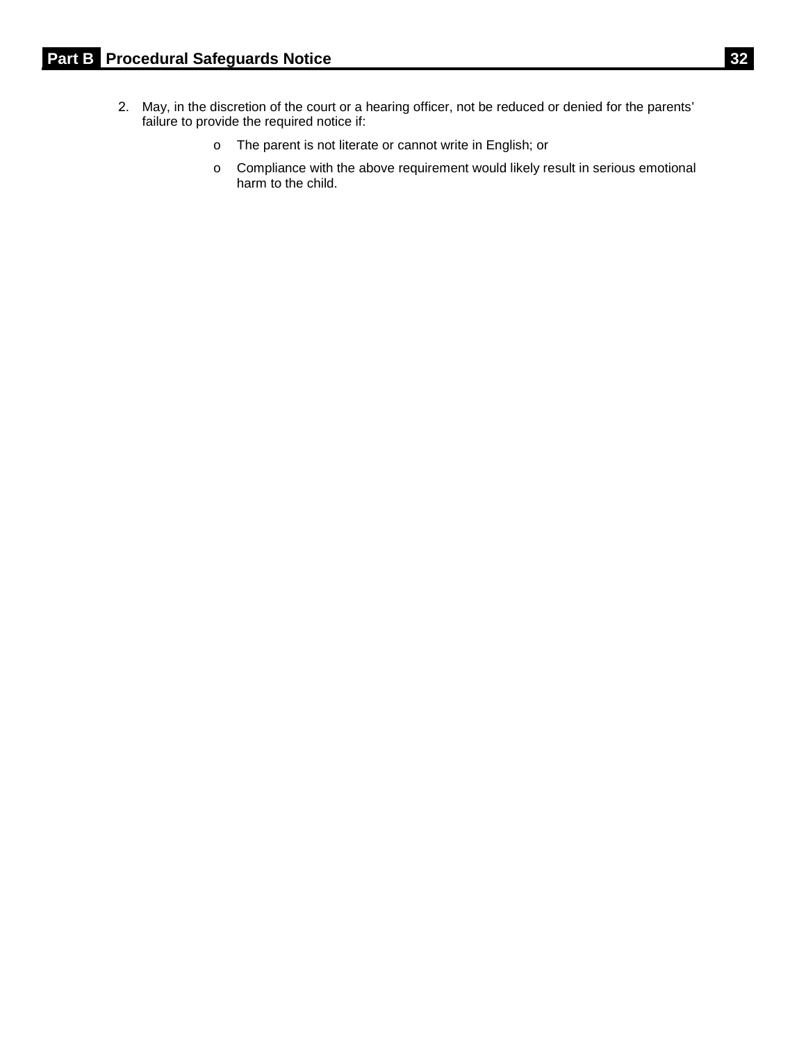2. May, in the discretion of the court or a hearing officer, not be reduced or denied for the parents' failure to provide the required notice if:
   - The parent is not literate or cannot write in English; or
   - Compliance with the above requirement would likely result in serious emotional harm to the child.